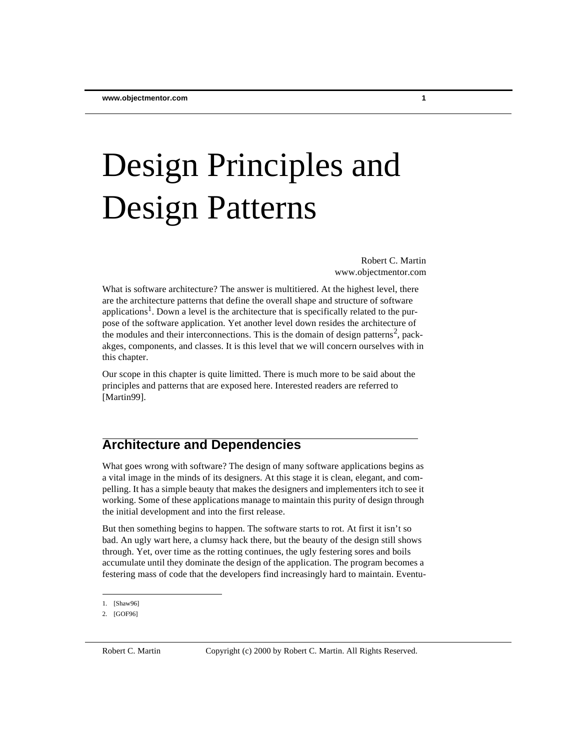# Design Principles and Design Patterns

Robert C. Martin
www.objectmentor.com

What is software architecture? The answer is multitiered. At the highest level, there are the architecture patterns that define the overall shape and structure of software applications[1]. Down a level is the architecture that is specifically related to the purpose of the software application. Yet another level down resides the architecture of the modules and their interconnections. This is the domain of design patterns[2], packakges, components, and classes. It is this level that we will concern ourselves with in this chapter.

Our scope in this chapter is quite limitted. There is much more to be said about the principles and patterns that are exposed here. Interested readers are referred to [Martin99].

## Architecture and Dependencies

What goes wrong with software? The design of many software applications begins as a vital image in the minds of its designers. At this stage it is clean, elegant, and compelling. It has a simple beauty that makes the designers and implementers itch to see it working. Some of these applications manage to maintain this purity of design through the initial development and into the first release.

But then something begins to happen. The software starts to rot. At first it isn't so bad. An ugly wart here, a clumsy hack there, but the beauty of the design still shows through. Yet, over time as the rotting continues, the ugly festering sores and boils accumulate until they dominate the design of the application. The program becomes a festering mass of code that the developers find increasingly hard to maintain. Eventu-

1. [Shaw96]
2. [GOF96]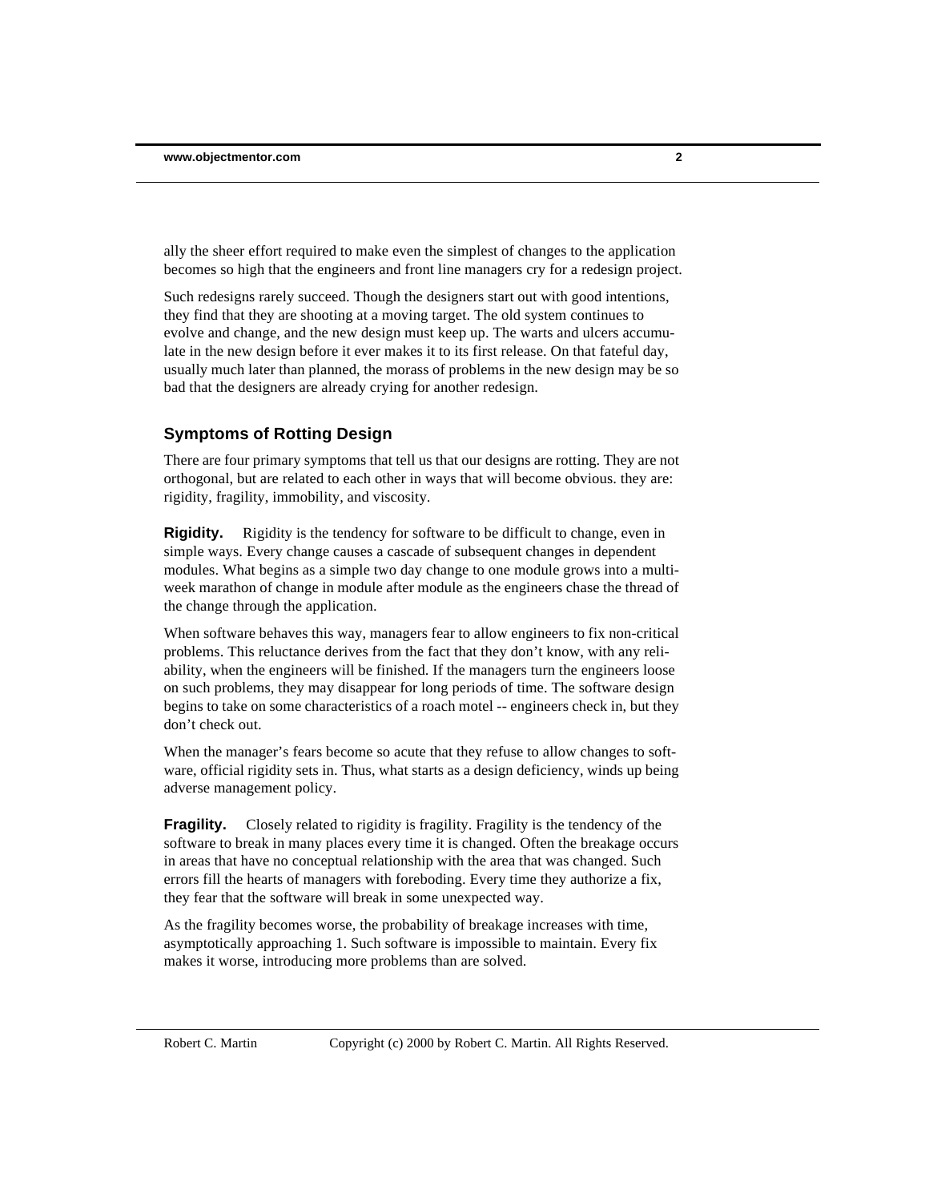ally the sheer effort required to make even the simplest of changes to the application becomes so high that the engineers and front line managers cry for a redesign project.

Such redesigns rarely succeed. Though the designers start out with good intentions, they find that they are shooting at a moving target. The old system continues to evolve and change, and the new design must keep up. The warts and ulcers accumulate in the new design before it ever makes it to its first release. On that fateful day, usually much later than planned, the morass of problems in the new design may be so bad that the designers are already crying for another redesign.

## Symptoms of Rotting Design

There are four primary symptoms that tell us that our designs are rotting. They are not orthogonal, but are related to each other in ways that will become obvious. they are: rigidity, fragility, immobility, and viscosity.

**Rigidity.** Rigidity is the tendency for software to be difficult to change, even in simple ways. Every change causes a cascade of subsequent changes in dependent modules. What begins as a simple two day change to one module grows into a multi-week marathon of change in module after module as the engineers chase the thread of the change through the application.

When software behaves this way, managers fear to allow engineers to fix non-critical problems. This reluctance derives from the fact that they don't know, with any reliability, when the engineers will be finished. If the managers turn the engineers loose on such problems, they may disappear for long periods of time. The software design begins to take on some characteristics of a roach motel -- engineers check in, but they don't check out.

When the manager's fears become so acute that they refuse to allow changes to software, official rigidity sets in. Thus, what starts as a design deficiency, winds up being adverse management policy.

**Fragility.** Closely related to rigidity is fragility. Fragility is the tendency of the software to break in many places every time it is changed. Often the breakage occurs in areas that have no conceptual relationship with the area that was changed. Such errors fill the hearts of managers with foreboding. Every time they authorize a fix, they fear that the software will break in some unexpected way.

As the fragility becomes worse, the probability of breakage increases with time, asymptotically approaching 1. Such software is impossible to maintain. Every fix makes it worse, introducing more problems than are solved.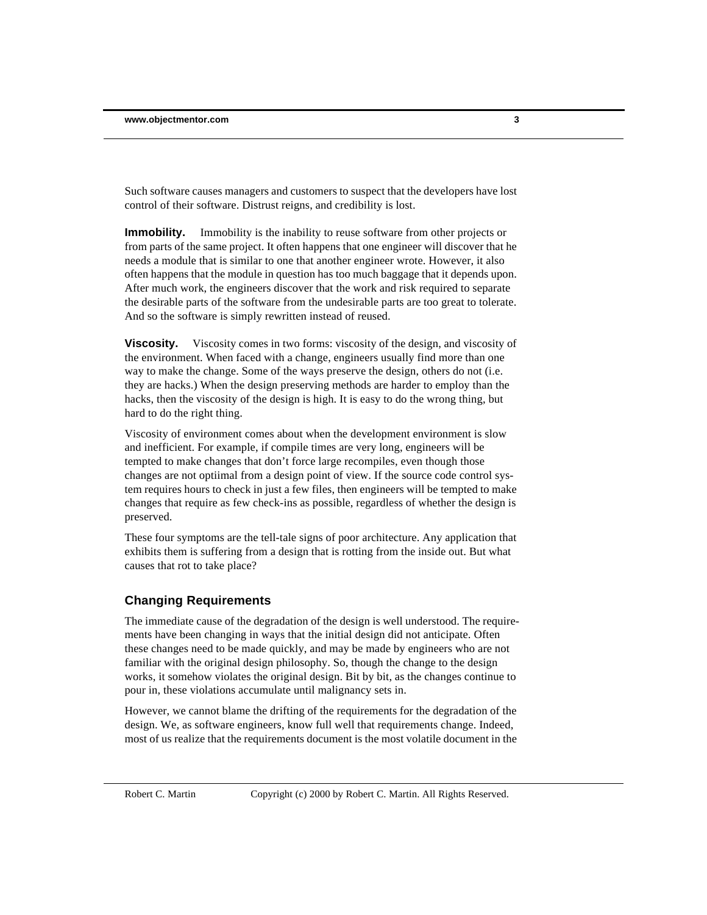Such software causes managers and customers to suspect that the developers have lost control of their software. Distrust reigns, and credibility is lost.

**Immobility.** Immobility is the inability to reuse software from other projects or from parts of the same project. It often happens that one engineer will discover that he needs a module that is similar to one that another engineer wrote. However, it also often happens that the module in question has too much baggage that it depends upon. After much work, the engineers discover that the work and risk required to separate the desirable parts of the software from the undesirable parts are too great to tolerate. And so the software is simply rewritten instead of reused.

**Viscosity.** Viscosity comes in two forms: viscosity of the design, and viscosity of the environment. When faced with a change, engineers usually find more than one way to make the change. Some of the ways preserve the design, others do not (i.e. they are hacks.) When the design preserving methods are harder to employ than the hacks, then the viscosity of the design is high. It is easy to do the wrong thing, but hard to do the right thing.

Viscosity of environment comes about when the development environment is slow and inefficient. For example, if compile times are very long, engineers will be tempted to make changes that don't force large recompiles, even though those changes are not optiimal from a design point of view. If the source code control system requires hours to check in just a few files, then engineers will be tempted to make changes that require as few check-ins as possible, regardless of whether the design is preserved.

These four symptoms are the tell-tale signs of poor architecture. Any application that exhibits them is suffering from a design that is rotting from the inside out. But what causes that rot to take place?

## Changing Requirements

The immediate cause of the degradation of the design is well understood. The requirements have been changing in ways that the initial design did not anticipate. Often these changes need to be made quickly, and may be made by engineers who are not familiar with the original design philosophy. So, though the change to the design works, it somehow violates the original design. Bit by bit, as the changes continue to pour in, these violations accumulate until malignancy sets in.

However, we cannot blame the drifting of the requirements for the degradation of the design. We, as software engineers, know full well that requirements change. Indeed, most of us realize that the requirements document is the most volatile document in the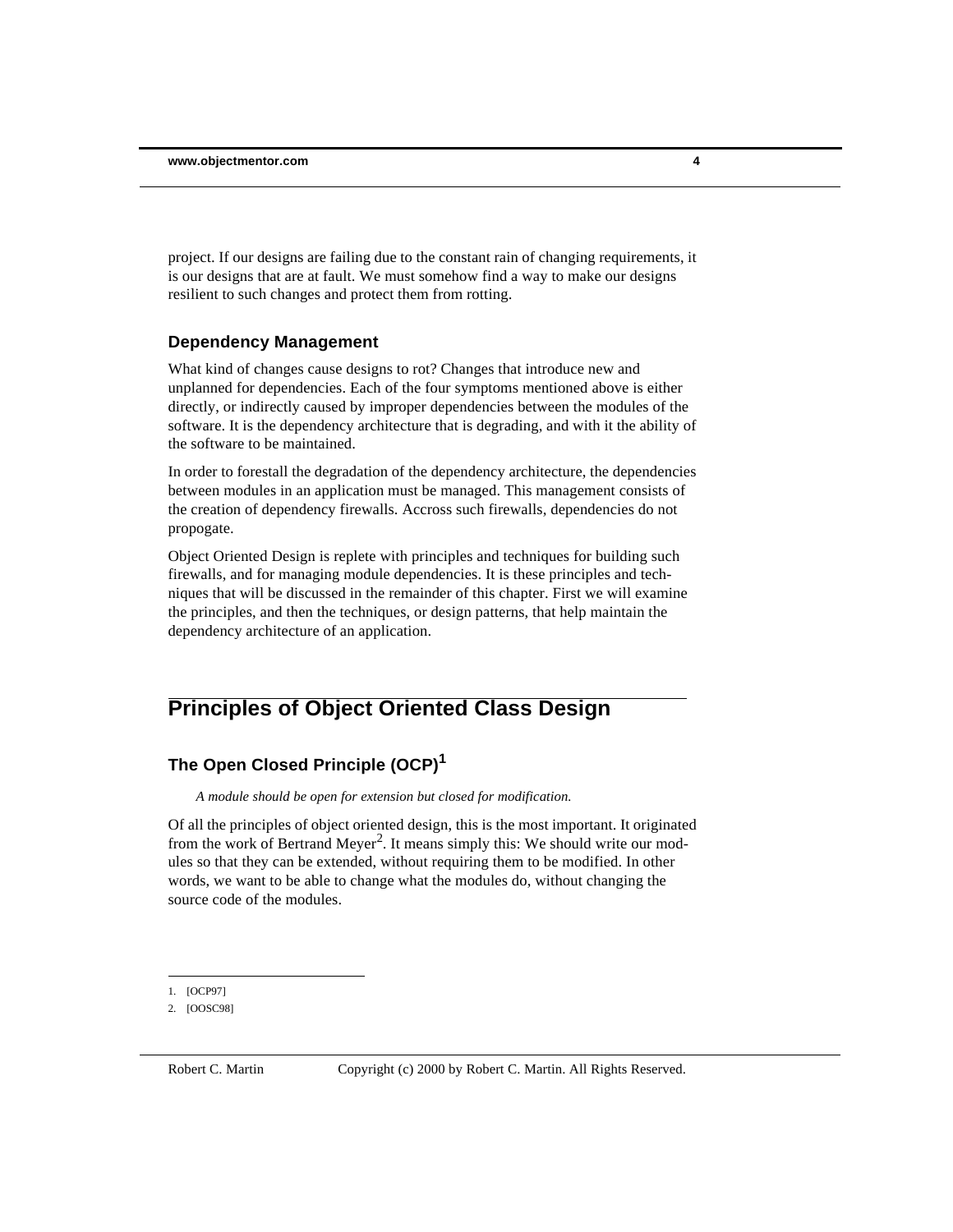project. If our designs are failing due to the constant rain of changing requirements, it is our designs that are at fault. We must somehow find a way to make our designs resilient to such changes and protect them from rotting.

### Dependency Management

What kind of changes cause designs to rot? Changes that introduce new and unplanned for dependencies. Each of the four symptoms mentioned above is either directly, or indirectly caused by improper dependencies between the modules of the software. It is the dependency architecture that is degrading, and with it the ability of the software to be maintained.

In order to forestall the degradation of the dependency architecture, the dependencies between modules in an application must be managed. This management consists of the creation of dependency firewalls. Accross such firewalls, dependencies do not propogate.

Object Oriented Design is replete with principles and techniques for building such firewalls, and for managing module dependencies. It is these principles and techniques that will be discussed in the remainder of this chapter. First we will examine the principles, and then the techniques, or design patterns, that help maintain the dependency architecture of an application.

## Principles of Object Oriented Class Design

### The Open Closed Principle (OCP)[1]

*A module should be open for extension but closed for modification.*

Of all the principles of object oriented design, this is the most important. It originated from the work of Bertrand Meyer[2]. It means simply this: We should write our modules so that they can be extended, without requiring them to be modified. In other words, we want to be able to change what the modules do, without changing the source code of the modules.

1. [OCP97]
2. [OOSC98]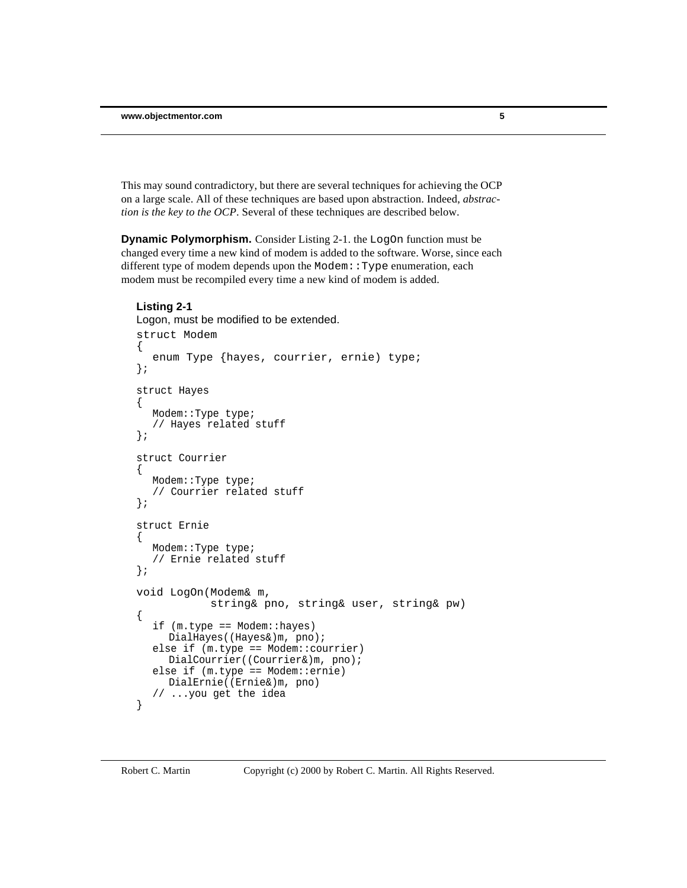This may sound contradictory, but there are several techniques for achieving the OCP on a large scale. All of these techniques are based upon abstraction. Indeed, *abstraction is the key to the OCP*. Several of these techniques are described below.

**Dynamic Polymorphism.** Consider Listing 2-1. the `LogOn` function must be changed every time a new kind of modem is added to the software. Worse, since each different type of modem depends upon the `Modem::Type` enumeration, each modem must be recompiled every time a new kind of modem is added.

**Listing 2-1**

Logon, must be modified to be extended.

```
struct Modem
{
   enum Type {hayes, courrier, ernie) type;
};

struct Hayes
{
   Modem::Type type;
   // Hayes related stuff
};

struct Courrier
{
   Modem::Type type;
   // Courrier related stuff
};

struct Ernie
{
   Modem::Type type;
   // Ernie related stuff
};

void LogOn(Modem& m,
           string& pno, string& user, string& pw)
{
   if (m.type == Modem::hayes)
      DialHayes((Hayes&)m, pno);
   else if (m.type == Modem::courrier)
      DialCourrier((Courrier&)m, pno);
   else if (m.type == Modem::ernie)
      DialErnie((Ernie&)m, pno)
   // ...you get the idea
}
```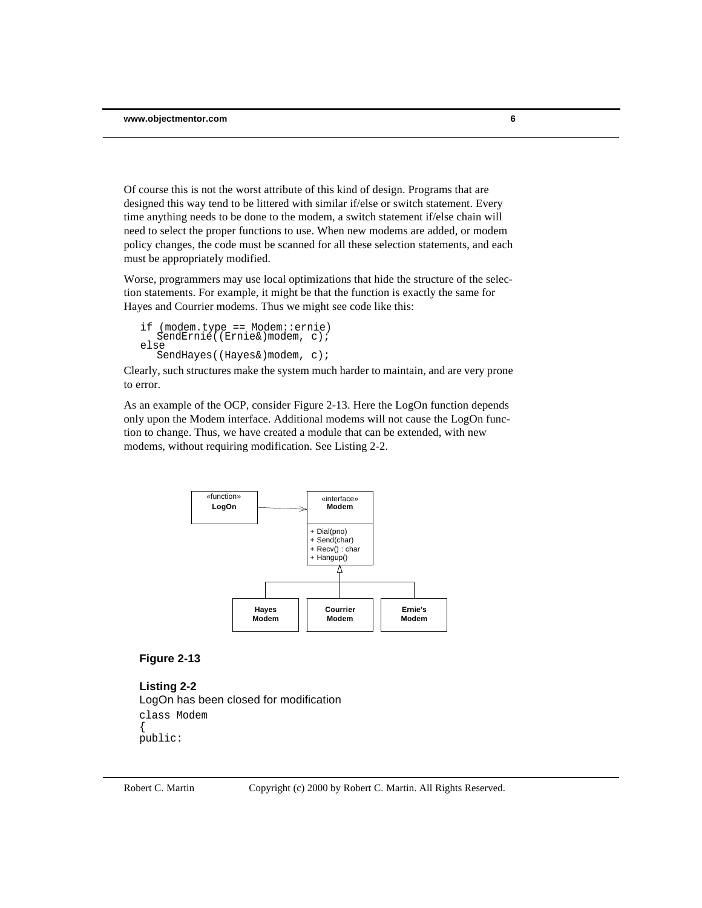Of course this is not the worst attribute of this kind of design. Programs that are designed this way tend to be littered with similar if/else or switch statement. Every time anything needs to be done to the modem, a switch statement if/else chain will need to select the proper functions to use. When new modems are added, or modem policy changes, the code must be scanned for all these selection statements, and each must be appropriately modified.

Worse, programmers may use local optimizations that hide the structure of the selection statements. For example, it might be that the function is exactly the same for Hayes and Courrier modems. Thus we might see code like this:

```
if (modem.type == Modem::ernie)
   SendErnie((Ernie&)modem, c);
else
   SendHayes((Hayes&)modem, c);
```

Clearly, such structures make the system much harder to maintain, and are very prone to error.

As an example of the OCP, consider Figure 2-13. Here the LogOn function depends only upon the Modem interface. Additional modems will not cause the LogOn function to change. Thus, we have created a module that can be extended, with new modems, without requiring modification. See Listing 2-2.

**Figure 2-13**

**Listing 2-2**
LogOn has been closed for modification

```
class Modem
{
public:
```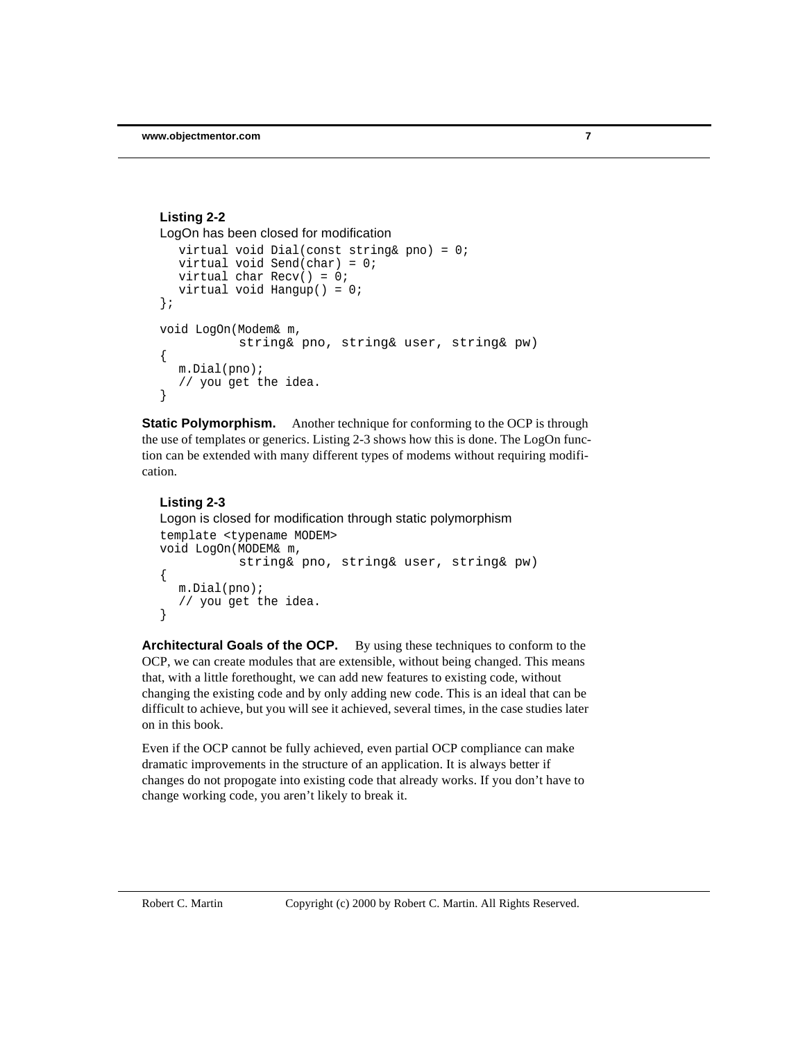**Listing 2-2**
LogOn has been closed for modification

```
   virtual void Dial(const string& pno) = 0;
   virtual void Send(char) = 0;
   virtual char Recv() = 0;
   virtual void Hangup() = 0;
};

void LogOn(Modem& m,
           string& pno, string& user, string& pw)
{
   m.Dial(pno);
   // you get the idea.
}
```

**Static Polymorphism.** Another technique for conforming to the OCP is through the use of templates or generics. Listing 2-3 shows how this is done. The LogOn function can be extended with many different types of modems without requiring modification.

**Listing 2-3**
Logon is closed for modification through static polymorphism

```
template <typename MODEM>
void LogOn(MODEM& m,
           string& pno, string& user, string& pw)
{
   m.Dial(pno);
   // you get the idea.
}
```

**Architectural Goals of the OCP.** By using these techniques to conform to the OCP, we can create modules that are extensible, without being changed. This means that, with a little forethought, we can add new features to existing code, without changing the existing code and by only adding new code. This is an ideal that can be difficult to achieve, but you will see it achieved, several times, in the case studies later on in this book.

Even if the OCP cannot be fully achieved, even partial OCP compliance can make dramatic improvements in the structure of an application. It is always better if changes do not propogate into existing code that already works. If you don't have to change working code, you aren't likely to break it.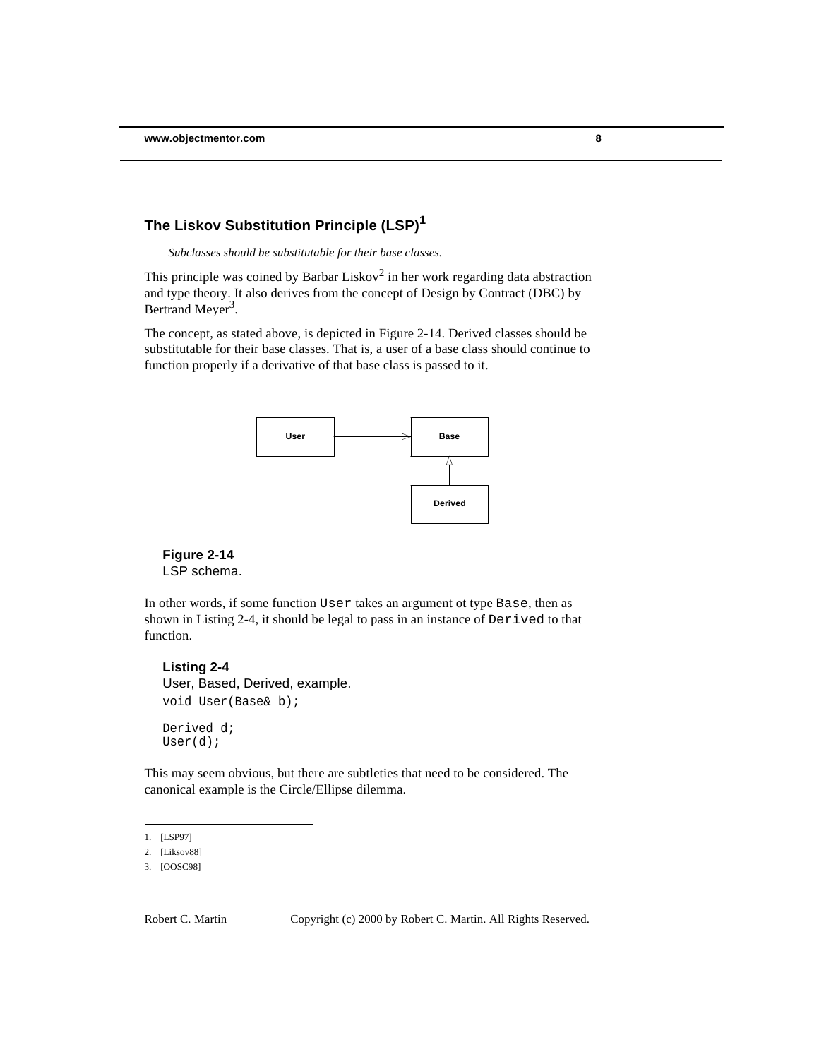## The Liskov Substitution Principle (LSP)[1]

*Subclasses should be substitutable for their base classes.*

This principle was coined by Barbar Liskov[2] in her work regarding data abstraction and type theory. It also derives from the concept of Design by Contract (DBC) by Bertrand Meyer[3].

The concept, as stated above, is depicted in Figure 2-14. Derived classes should be substitutable for their base classes. That is, a user of a base class should continue to function properly if a derivative of that base class is passed to it.

**Figure 2-14**
LSP schema.

In other words, if some function `User` takes an argument ot type `Base`, then as shown in Listing 2-4, it should be legal to pass in an instance of `Derived` to that function.

**Listing 2-4**
User, Based, Derived, example.

```
void User(Base& b);

Derived d;
User(d);
```

This may seem obvious, but there are subtleties that need to be considered. The canonical example is the Circle/Ellipse dilemma.

1. [LSP97]
2. [Liksov88]
3. [OOSC98]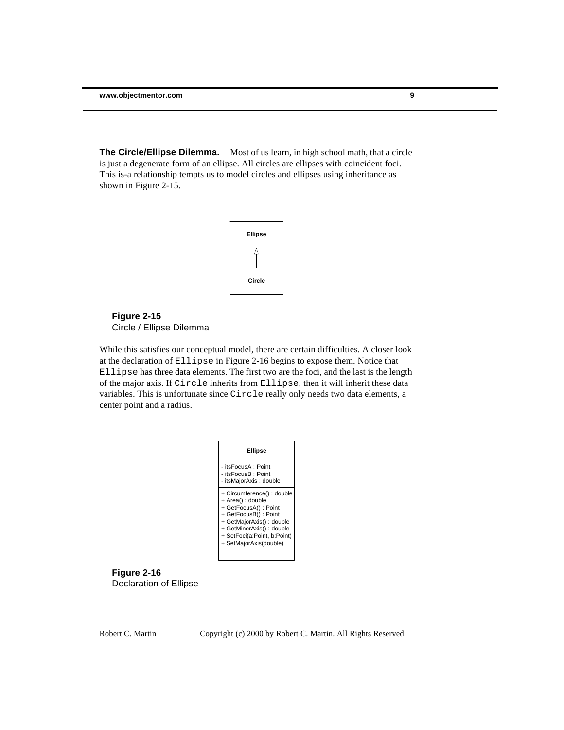**The Circle/Ellipse Dilemma.** Most of us learn, in high school math, that a circle is just a degenerate form of an ellipse. All circles are ellipses with coincident foci. This is-a relationship tempts us to model circles and ellipses using inheritance as shown in Figure 2-15.

**Figure 2-15**
Circle / Ellipse Dilemma

While this satisfies our conceptual model, there are certain difficulties. A closer look at the declaration of `Ellipse` in Figure 2-16 begins to expose them. Notice that `Ellipse` has three data elements. The first two are the foci, and the last is the length of the major axis. If `Circle` inherits from `Ellipse`, then it will inherit these data variables. This is unfortunate since `Circle` really only needs two data elements, a center point and a radius.

**Figure 2-16**
Declaration of Ellipse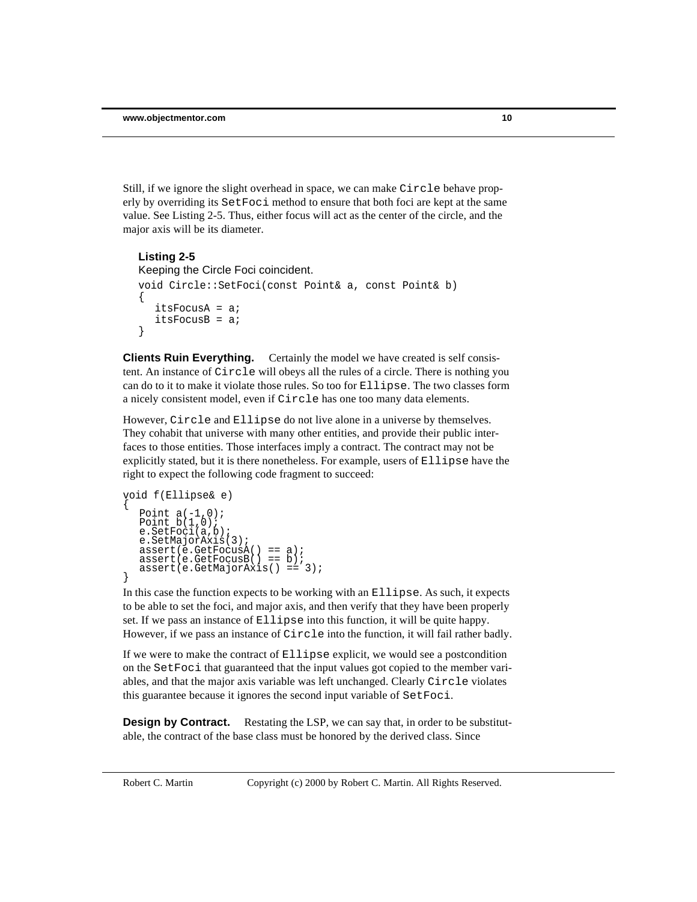Still, if we ignore the slight overhead in space, we can make `Circle` behave properly by overriding its `SetFoci` method to ensure that both foci are kept at the same value. See Listing 2-5. Thus, either focus will act as the center of the circle, and the major axis will be its diameter.

**Listing 2-5**
Keeping the Circle Foci coincident.

```
void Circle::SetFoci(const Point& a, const Point& b)
{
   itsFocusA = a;
   itsFocusB = a;
}
```

**Clients Ruin Everything.** Certainly the model we have created is self consistent. An instance of `Circle` will obeys all the rules of a circle. There is nothing you can do to it to make it violate those rules. So too for `Ellipse`. The two classes form a nicely consistent model, even if `Circle` has one too many data elements.

However, `Circle` and `Ellipse` do not live alone in a universe by themselves. They cohabit that universe with many other entities, and provide their public interfaces to those entities. Those interfaces imply a contract. The contract may not be explicitly stated, but it is there nonetheless. For example, users of `Ellipse` have the right to expect the following code fragment to succeed:

```
void f(Ellipse& e)
{
   Point a(-1,0);
   Point b(1,0);
   e.SetFoci(a,b);
   e.SetMajorAxis(3);
   assert(e.GetFocusA() == a);
   assert(e.GetFocusB() == b);
   assert(e.GetMajorAxis() == 3);
}
```

In this case the function expects to be working with an `Ellipse`. As such, it expects to be able to set the foci, and major axis, and then verify that they have been properly set. If we pass an instance of `Ellipse` into this function, it will be quite happy. However, if we pass an instance of `Circle` into the function, it will fail rather badly.

If we were to make the contract of `Ellipse` explicit, we would see a postcondition on the `SetFoci` that guaranteed that the input values got copied to the member variables, and that the major axis variable was left unchanged. Clearly `Circle` violates this guarantee because it ignores the second input variable of `SetFoci`.

**Design by Contract.** Restating the LSP, we can say that, in order to be substitutable, the contract of the base class must be honored by the derived class. Since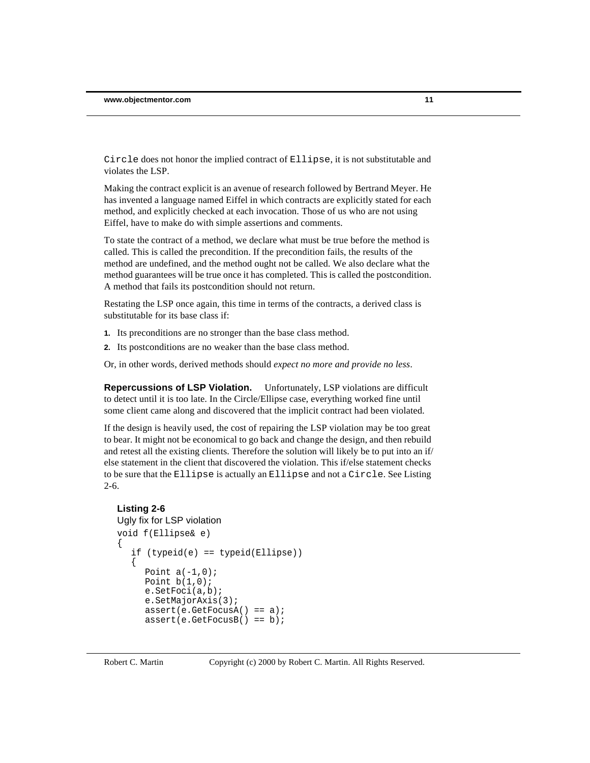Circle does not honor the implied contract of Ellipse, it is not substitutable and violates the LSP.

Making the contract explicit is an avenue of research followed by Bertrand Meyer. He has invented a language named Eiffel in which contracts are explicitly stated for each method, and explicitly checked at each invocation. Those of us who are not using Eiffel, have to make do with simple assertions and comments.

To state the contract of a method, we declare what must be true before the method is called. This is called the precondition. If the precondition fails, the results of the method are undefined, and the method ought not be called. We also declare what the method guarantees will be true once it has completed. This is called the postcondition. A method that fails its postcondition should not return.

Restating the LSP once again, this time in terms of the contracts, a derived class is substitutable for its base class if:

1. Its preconditions are no stronger than the base class method.
2. Its postconditions are no weaker than the base class method.

Or, in other words, derived methods should *expect no more and provide no less*.

**Repercussions of LSP Violation.** Unfortunately, LSP violations are difficult to detect until it is too late. In the Circle/Ellipse case, everything worked fine until some client came along and discovered that the implicit contract had been violated.

If the design is heavily used, the cost of repairing the LSP violation may be too great to bear. It might not be economical to go back and change the design, and then rebuild and retest all the existing clients. Therefore the solution will likely be to put into an if/else statement in the client that discovered the violation. This if/else statement checks to be sure that the Ellipse is actually an Ellipse and not a Circle. See Listing 2-6.

**Listing 2-6**
Ugly fix for LSP violation

```
void f(Ellipse& e)
{
   if (typeid(e) == typeid(Ellipse))
   {
      Point a(-1,0);
      Point b(1,0);
      e.SetFoci(a,b);
      e.SetMajorAxis(3);
      assert(e.GetFocusA() == a);
      assert(e.GetFocusB() == b);
```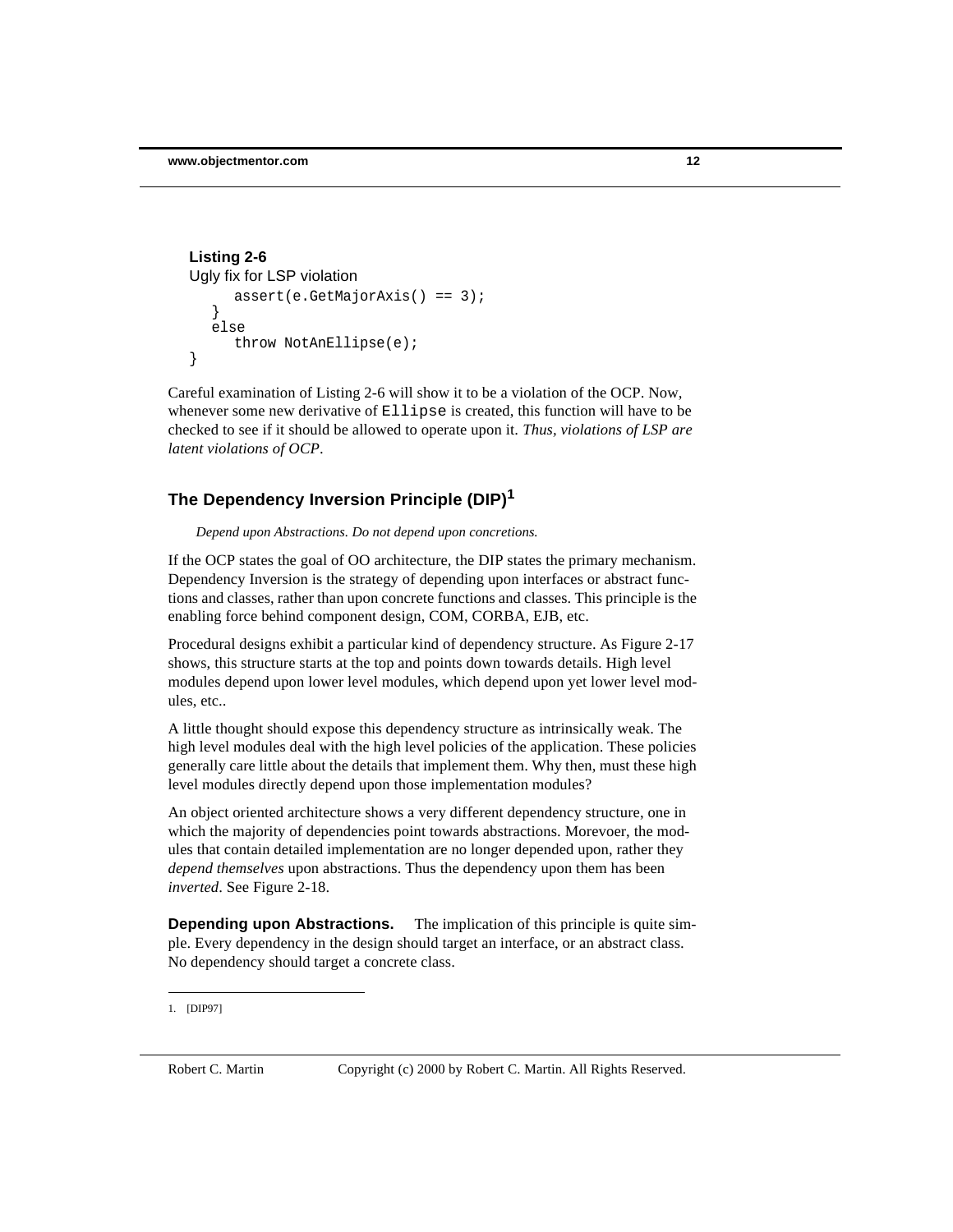**Listing 2-6**

Ugly fix for LSP violation

```
      assert(e.GetMajorAxis() == 3);
   }
   else
      throw NotAnEllipse(e);
}
```

Careful examination of Listing 2-6 will show it to be a violation of the OCP. Now, whenever some new derivative of `Ellipse` is created, this function will have to be checked to see if it should be allowed to operate upon it. *Thus, violations of LSP are latent violations of OCP*.

## The Dependency Inversion Principle (DIP)[1]

*Depend upon Abstractions. Do not depend upon concretions.*

If the OCP states the goal of OO architecture, the DIP states the primary mechanism. Dependency Inversion is the strategy of depending upon interfaces or abstract functions and classes, rather than upon concrete functions and classes. This principle is the enabling force behind component design, COM, CORBA, EJB, etc.

Procedural designs exhibit a particular kind of dependency structure. As Figure 2-17 shows, this structure starts at the top and points down towards details. High level modules depend upon lower level modules, which depend upon yet lower level modules, etc..

A little thought should expose this dependency structure as intrinsically weak. The high level modules deal with the high level policies of the application. These policies generally care little about the details that implement them. Why then, must these high level modules directly depend upon those implementation modules?

An object oriented architecture shows a very different dependency structure, one in which the majority of dependencies point towards abstractions. Morevoer, the modules that contain detailed implementation are no longer depended upon, rather they *depend themselves* upon abstractions. Thus the dependency upon them has been *inverted*. See Figure 2-18.

**Depending upon Abstractions.** The implication of this principle is quite simple. Every dependency in the design should target an interface, or an abstract class. No dependency should target a concrete class.

1. [DIP97]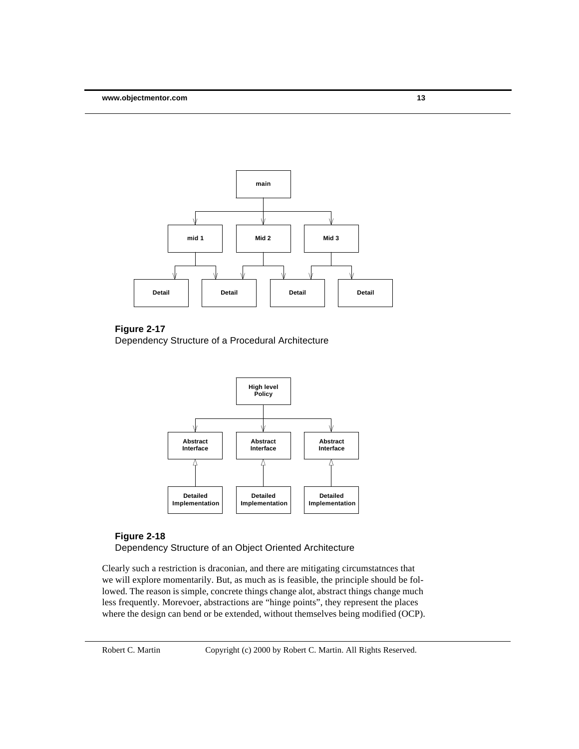**Figure 2-17**
Dependency Structure of a Procedural Architecture

**Figure 2-18**
Dependency Structure of an Object Oriented Architecture

Clearly such a restriction is draconian, and there are mitigating circumstatnces that we will explore momentarily. But, as much as is feasible, the principle should be followed. The reason is simple, concrete things change alot, abstract things change much less frequently. Morevoer, abstractions are "hinge points", they represent the places where the design can bend or be extended, without themselves being modified (OCP).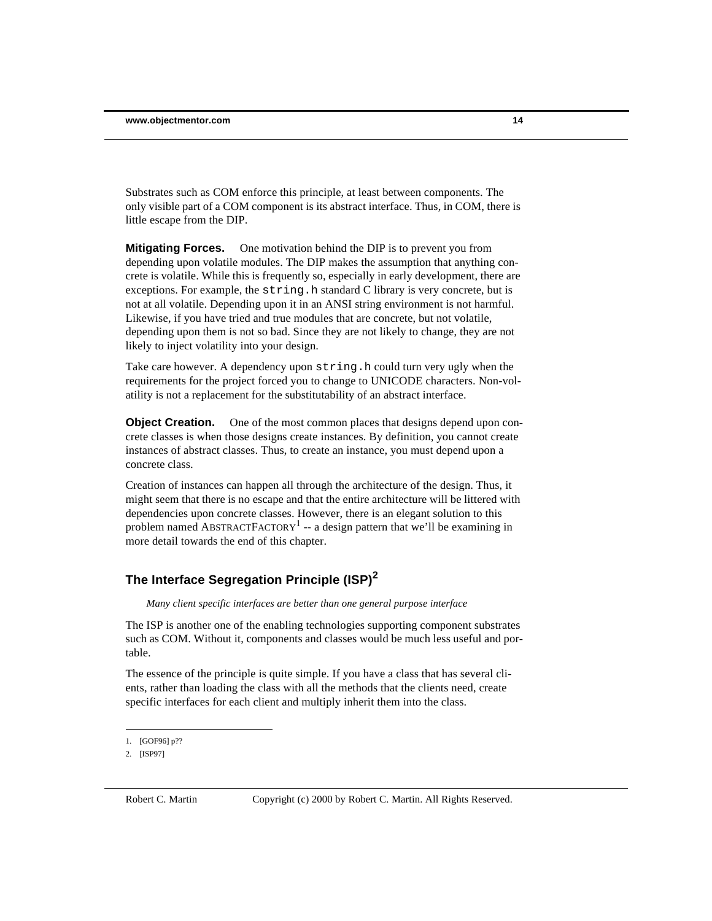Substrates such as COM enforce this principle, at least between components. The only visible part of a COM component is its abstract interface. Thus, in COM, there is little escape from the DIP.

**Mitigating Forces.** One motivation behind the DIP is to prevent you from depending upon volatile modules. The DIP makes the assumption that anything concrete is volatile. While this is frequently so, especially in early development, there are exceptions. For example, the `string.h` standard C library is very concrete, but is not at all volatile. Depending upon it in an ANSI string environment is not harmful. Likewise, if you have tried and true modules that are concrete, but not volatile, depending upon them is not so bad. Since they are not likely to change, they are not likely to inject volatility into your design.

Take care however. A dependency upon `string.h` could turn very ugly when the requirements for the project forced you to change to UNICODE characters. Non-volatility is not a replacement for the substitutability of an abstract interface.

**Object Creation.** One of the most common places that designs depend upon concrete classes is when those designs create instances. By definition, you cannot create instances of abstract classes. Thus, to create an instance, you must depend upon a concrete class.

Creation of instances can happen all through the architecture of the design. Thus, it might seem that there is no escape and that the entire architecture will be littered with dependencies upon concrete classes. However, there is an elegant solution to this problem named ABSTRACTFACTORY[1] -- a design pattern that we'll be examining in more detail towards the end of this chapter.

## The Interface Segregation Principle (ISP)[2]

*Many client specific interfaces are better than one general purpose interface*

The ISP is another one of the enabling technologies supporting component substrates such as COM. Without it, components and classes would be much less useful and portable.

The essence of the principle is quite simple. If you have a class that has several clients, rather than loading the class with all the methods that the clients need, create specific interfaces for each client and multiply inherit them into the class.

1. [GOF96] p??
2. [ISP97]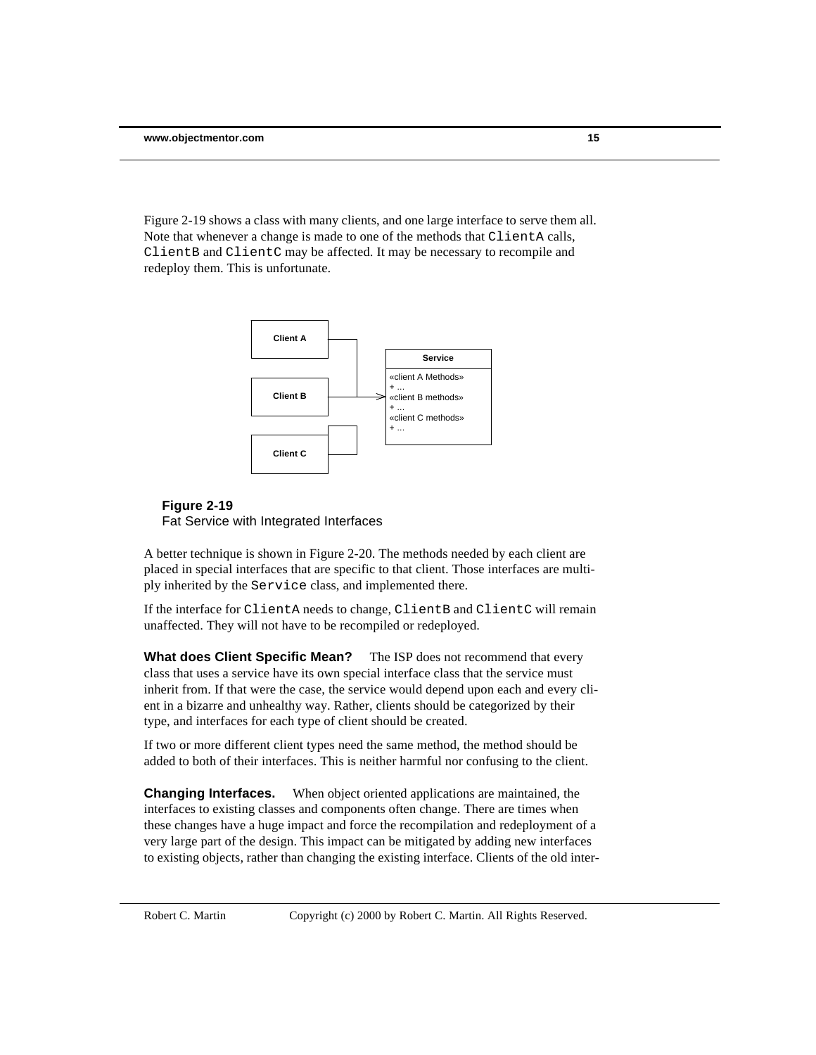Figure 2-19 shows a class with many clients, and one large interface to serve them all. Note that whenever a change is made to one of the methods that ClientA calls, ClientB and ClientC may be affected. It may be necessary to recompile and redeploy them. This is unfortunate.

**Figure 2-19**
Fat Service with Integrated Interfaces

A better technique is shown in Figure 2-20. The methods needed by each client are placed in special interfaces that are specific to that client. Those interfaces are multiply inherited by the Service class, and implemented there.

If the interface for ClientA needs to change, ClientB and ClientC will remain unaffected. They will not have to be recompiled or redeployed.

**What does Client Specific Mean?** The ISP does not recommend that every class that uses a service have its own special interface class that the service must inherit from. If that were the case, the service would depend upon each and every client in a bizarre and unhealthy way. Rather, clients should be categorized by their type, and interfaces for each type of client should be created.

If two or more different client types need the same method, the method should be added to both of their interfaces. This is neither harmful nor confusing to the client.

**Changing Interfaces.** When object oriented applications are maintained, the interfaces to existing classes and components often change. There are times when these changes have a huge impact and force the recompilation and redeployment of a very large part of the design. This impact can be mitigated by adding new interfaces to existing objects, rather than changing the existing interface. Clients of the old inter-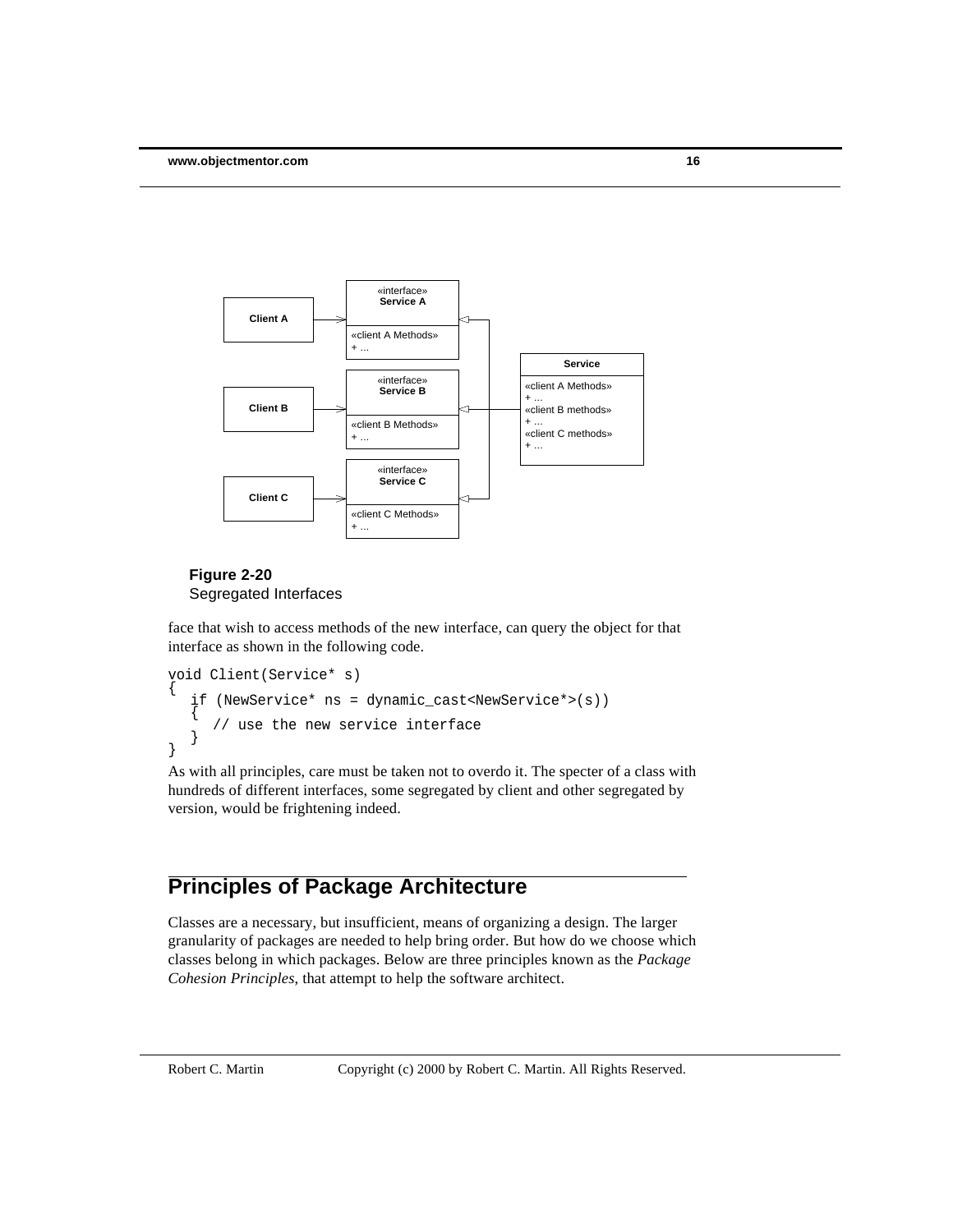**Figure 2-20**
Segregated Interfaces

face that wish to access methods of the new interface, can query the object for that interface as shown in the following code.

```
void Client(Service* s)
{
   if (NewService* ns = dynamic_cast<NewService*>(s))
   {
      // use the new service interface
   }
}
```

As with all principles, care must be taken not to overdo it. The specter of a class with hundreds of different interfaces, some segregated by client and other segregated by version, would be frightening indeed.

## Principles of Package Architecture

Classes are a necessary, but insufficient, means of organizing a design. The larger granularity of packages are needed to help bring order. But how do we choose which classes belong in which packages. Below are three principles known as the *Package Cohesion Principles*, that attempt to help the software architect.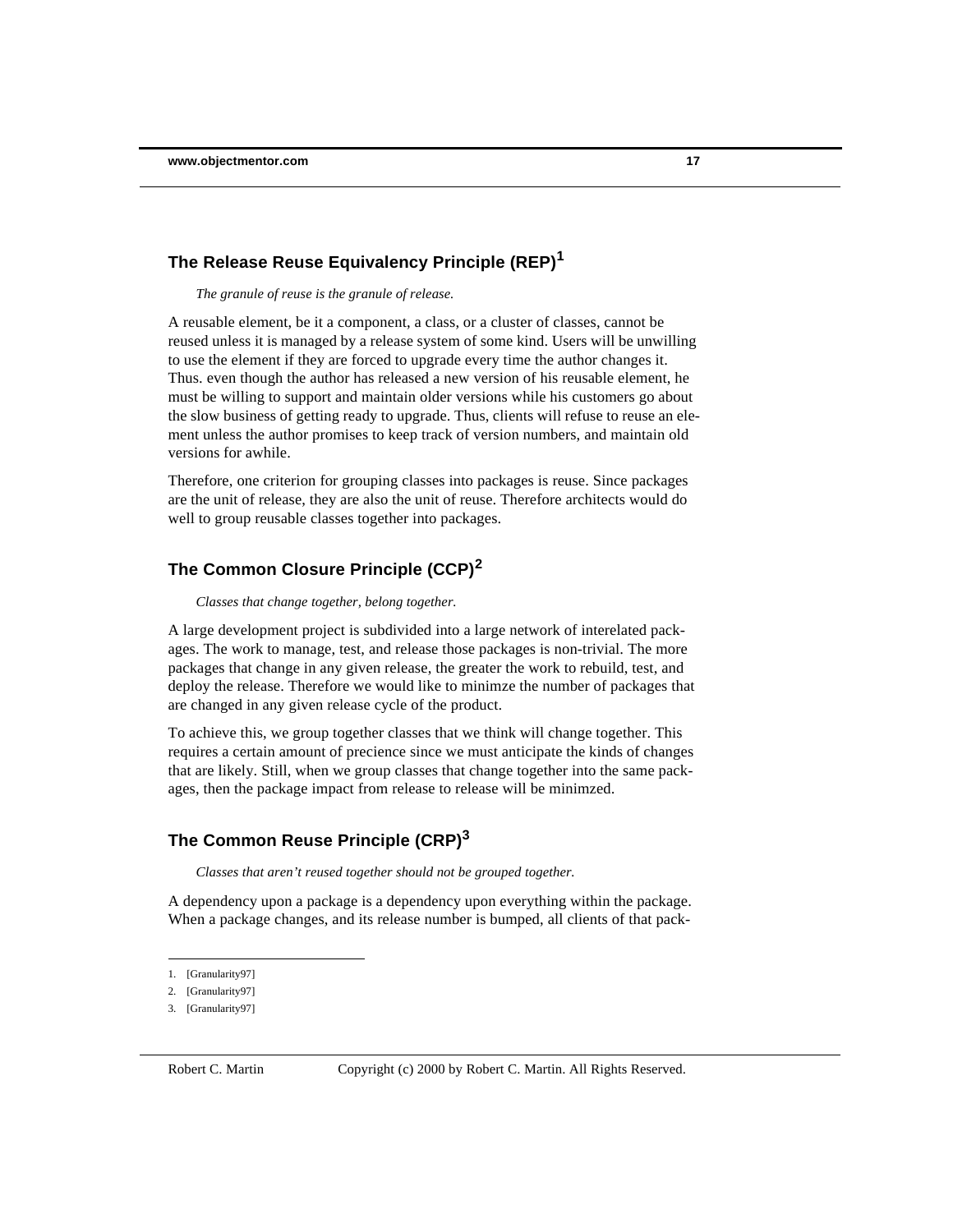## The Release Reuse Equivalency Principle (REP)[1]

*The granule of reuse is the granule of release.*

A reusable element, be it a component, a class, or a cluster of classes, cannot be reused unless it is managed by a release system of some kind. Users will be unwilling to use the element if they are forced to upgrade every time the author changes it. Thus. even though the author has released a new version of his reusable element, he must be willing to support and maintain older versions while his customers go about the slow business of getting ready to upgrade. Thus, clients will refuse to reuse an element unless the author promises to keep track of version numbers, and maintain old versions for awhile.

Therefore, one criterion for grouping classes into packages is reuse. Since packages are the unit of release, they are also the unit of reuse. Therefore architects would do well to group reusable classes together into packages.

## The Common Closure Principle (CCP)[2]

*Classes that change together, belong together.*

A large development project is subdivided into a large network of interelated packages. The work to manage, test, and release those packages is non-trivial. The more packages that change in any given release, the greater the work to rebuild, test, and deploy the release. Therefore we would like to minimze the number of packages that are changed in any given release cycle of the product.

To achieve this, we group together classes that we think will change together. This requires a certain amount of precience since we must anticipate the kinds of changes that are likely. Still, when we group classes that change together into the same packages, then the package impact from release to release will be minimzed.

## The Common Reuse Principle (CRP)[3]

*Classes that aren't reused together should not be grouped together.*

A dependency upon a package is a dependency upon everything within the package. When a package changes, and its release number is bumped, all clients of that pack-

1. [Granularity97]
2. [Granularity97]
3. [Granularity97]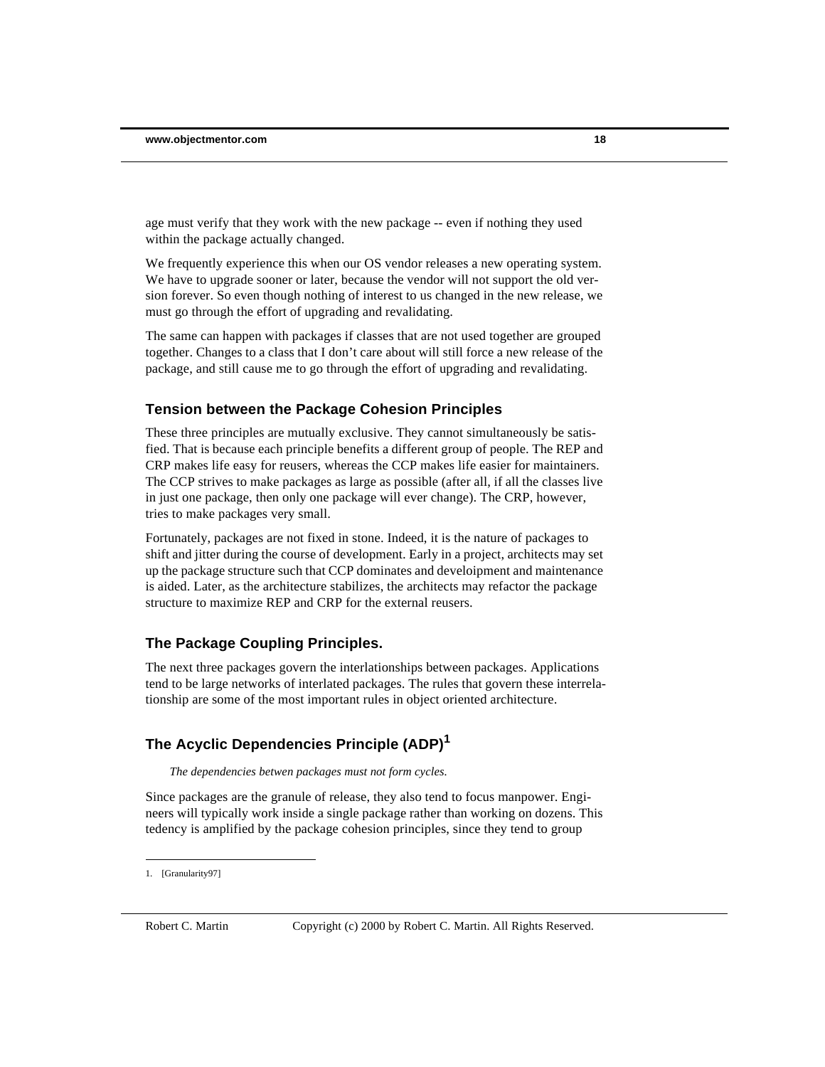age must verify that they work with the new package -- even if nothing they used within the package actually changed.

We frequently experience this when our OS vendor releases a new operating system. We have to upgrade sooner or later, because the vendor will not support the old version forever. So even though nothing of interest to us changed in the new release, we must go through the effort of upgrading and revalidating.

The same can happen with packages if classes that are not used together are grouped together. Changes to a class that I don't care about will still force a new release of the package, and still cause me to go through the effort of upgrading and revalidating.

### Tension between the Package Cohesion Principles

These three principles are mutually exclusive. They cannot simultaneously be satisfied. That is because each principle benefits a different group of people. The REP and CRP makes life easy for reusers, whereas the CCP makes life easier for maintainers. The CCP strives to make packages as large as possible (after all, if all the classes live in just one package, then only one package will ever change). The CRP, however, tries to make packages very small.

Fortunately, packages are not fixed in stone. Indeed, it is the nature of packages to shift and jitter during the course of development. Early in a project, architects may set up the package structure such that CCP dominates and develoipment and maintenance is aided. Later, as the architecture stabilizes, the architects may refactor the package structure to maximize REP and CRP for the external reusers.

### The Package Coupling Principles.

The next three packages govern the interlationships between packages. Applications tend to be large networks of interlated packages. The rules that govern these interrelationship are some of the most important rules in object oriented architecture.

## The Acyclic Dependencies Principle (ADP)[1]

*The dependencies betwen packages must not form cycles.*

Since packages are the granule of release, they also tend to focus manpower. Engineers will typically work inside a single package rather than working on dozens. This tedency is amplified by the package cohesion principles, since they tend to group

1. [Granularity97]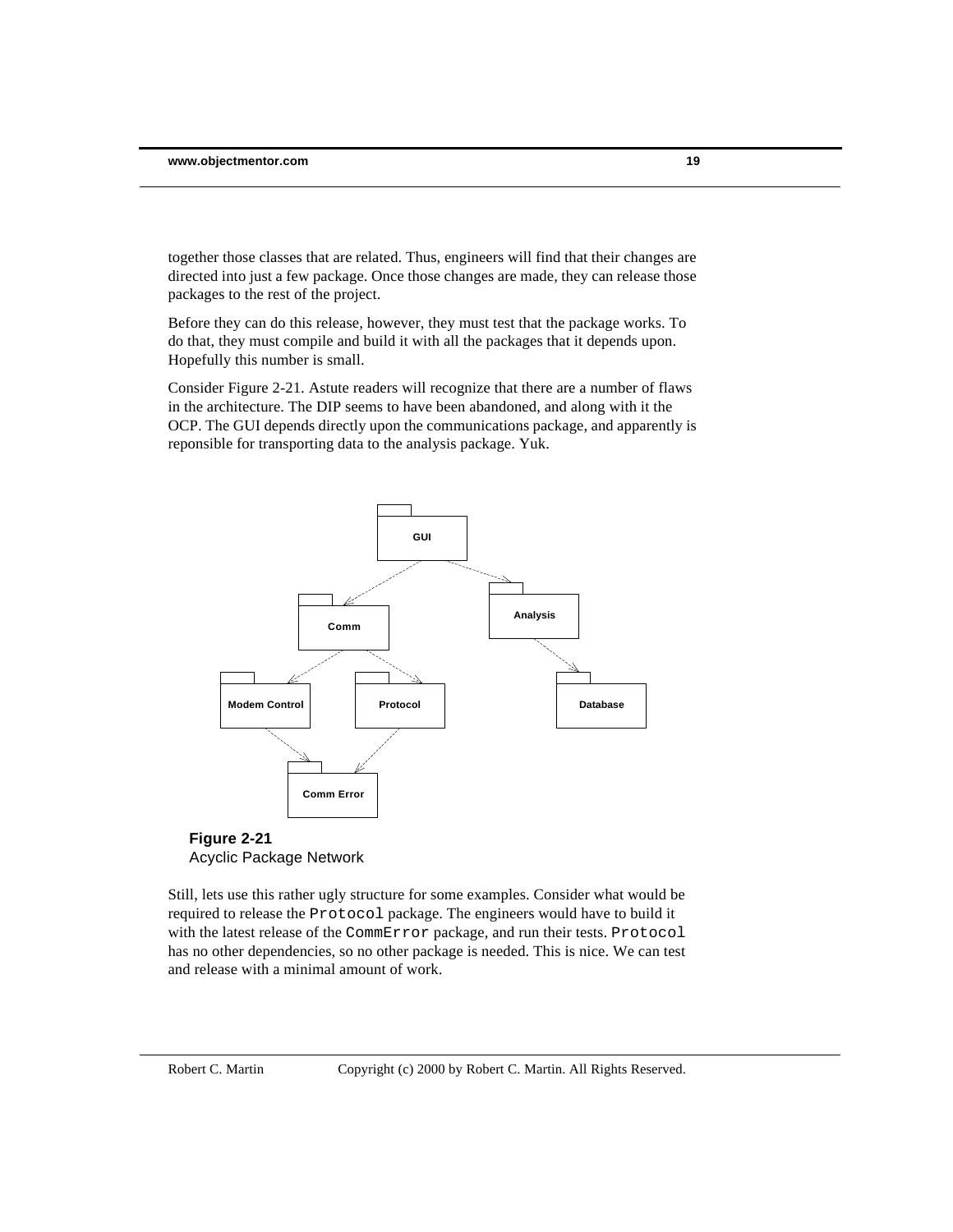together those classes that are related. Thus, engineers will find that their changes are directed into just a few package. Once those changes are made, they can release those packages to the rest of the project.

Before they can do this release, however, they must test that the package works. To do that, they must compile and build it with all the packages that it depends upon. Hopefully this number is small.

Consider Figure 2-21. Astute readers will recognize that there are a number of flaws in the architecture. The DIP seems to have been abandoned, and along with it the OCP. The GUI depends directly upon the communications package, and apparently is reponsible for transporting data to the analysis package. Yuk.

**Figure 2-21**
Acyclic Package Network

Still, lets use this rather ugly structure for some examples. Consider what would be required to release the `Protocol` package. The engineers would have to build it with the latest release of the `CommError` package, and run their tests. `Protocol` has no other dependencies, so no other package is needed. This is nice. We can test and release with a minimal amount of work.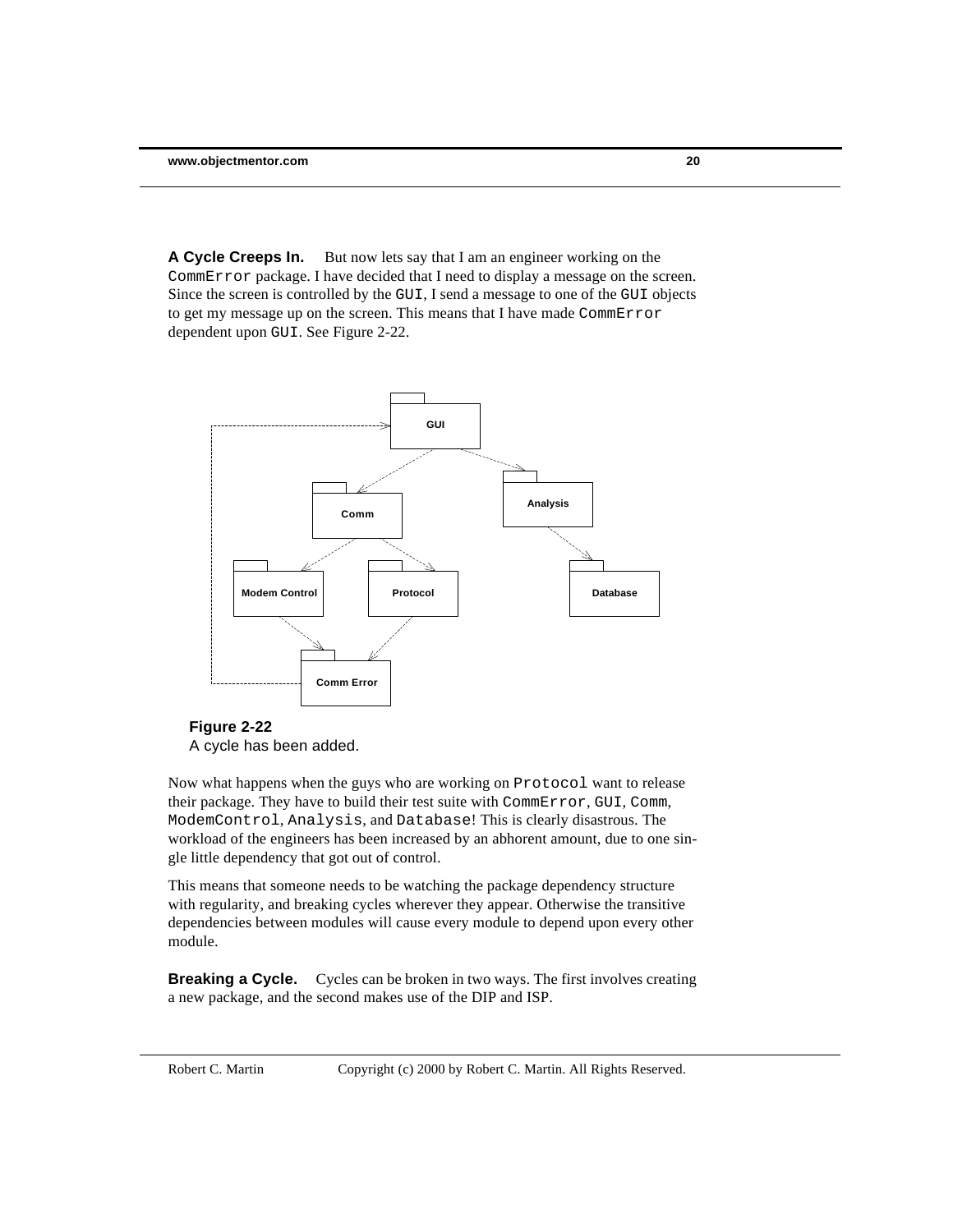**A Cycle Creeps In.** But now lets say that I am an engineer working on the `CommError` package. I have decided that I need to display a message on the screen. Since the screen is controlled by the `GUI`, I send a message to one of the `GUI` objects to get my message up on the screen. This means that I have made `CommError` dependent upon `GUI`. See Figure 2-22.

**Figure 2-22**
A cycle has been added.

Now what happens when the guys who are working on `Protocol` want to release their package. They have to build their test suite with `CommError`, `GUI`, `Comm`, `ModemControl`, `Analysis`, and `Database`! This is clearly disastrous. The workload of the engineers has been increased by an abhorent amount, due to one single little dependency that got out of control.

This means that someone needs to be watching the package dependency structure with regularity, and breaking cycles wherever they appear. Otherwise the transitive dependencies between modules will cause every module to depend upon every other module.

**Breaking a Cycle.** Cycles can be broken in two ways. The first involves creating a new package, and the second makes use of the DIP and ISP.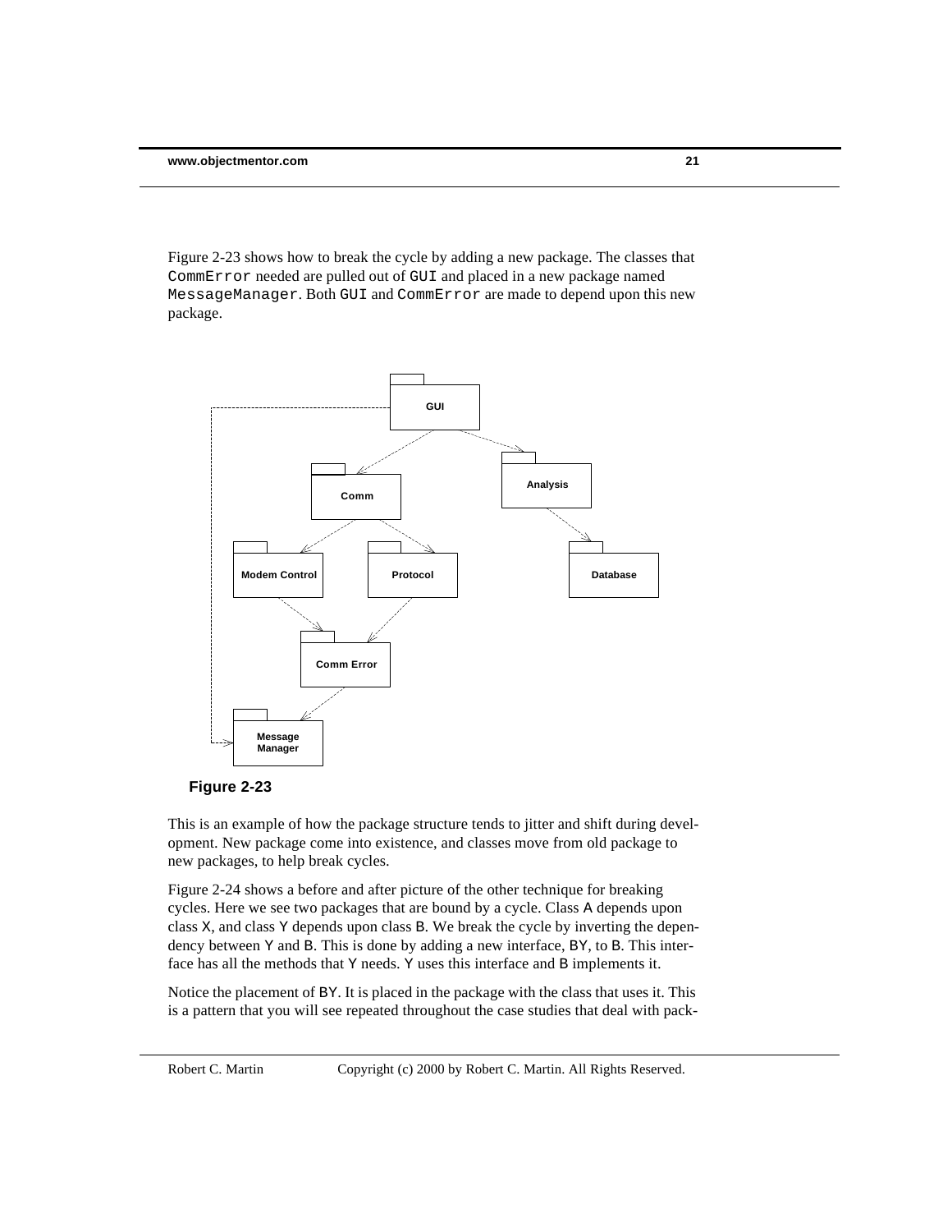Figure 2-23 shows how to break the cycle by adding a new package. The classes that `CommError` needed are pulled out of `GUI` and placed in a new package named `MessageManager`. Both `GUI` and `CommError` are made to depend upon this new package.

**Figure 2-23**

This is an example of how the package structure tends to jitter and shift during development. New package come into existence, and classes move from old package to new packages, to help break cycles.

Figure 2-24 shows a before and after picture of the other technique for breaking cycles. Here we see two packages that are bound by a cycle. Class A depends upon class X, and class Y depends upon class B. We break the cycle by inverting the dependency between Y and B. This is done by adding a new interface, BY, to B. This interface has all the methods that Y needs. Y uses this interface and B implements it.

Notice the placement of BY. It is placed in the package with the class that uses it. This is a pattern that you will see repeated throughout the case studies that deal with pack-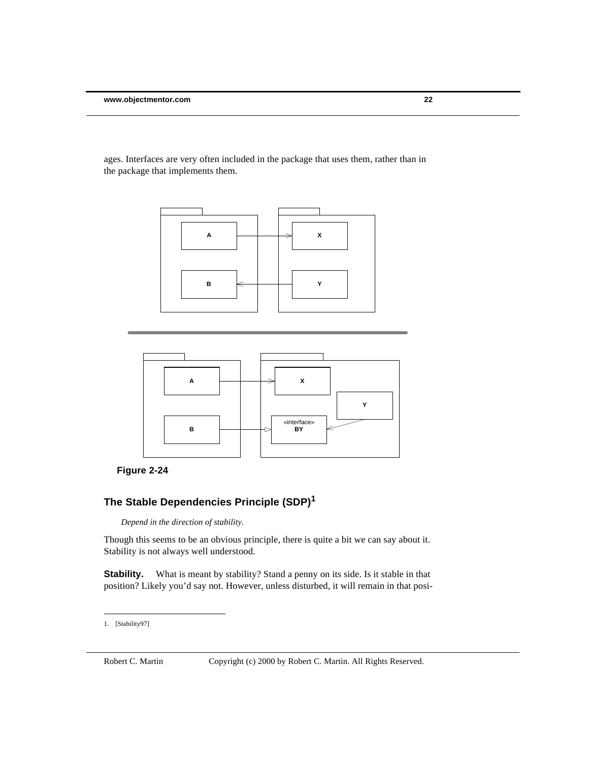ages. Interfaces are very often included in the package that uses them, rather than in the package that implements them.

**Figure 2-24**

### The Stable Dependencies Principle (SDP)[1]

*Depend in the direction of stability.*

Though this seems to be an obvious principle, there is quite a bit we can say about it. Stability is not always well understood.

**Stability.** What is meant by stability? Stand a penny on its side. Is it stable in that position? Likely you'd say not. However, unless disturbed, it will remain in that posi-

1. [Stability97]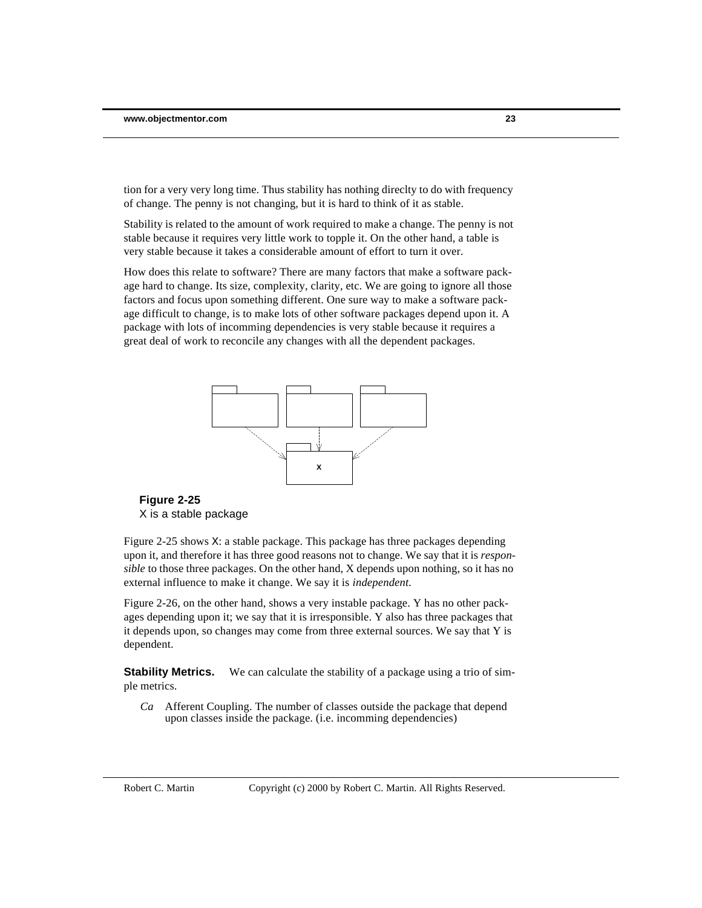tion for a very very long time. Thus stability has nothing direclty to do with frequency of change. The penny is not changing, but it is hard to think of it as stable.

Stability is related to the amount of work required to make a change. The penny is not stable because it requires very little work to topple it. On the other hand, a table is very stable because it takes a considerable amount of effort to turn it over.

How does this relate to software? There are many factors that make a software package hard to change. Its size, complexity, clarity, etc. We are going to ignore all those factors and focus upon something different. One sure way to make a software package difficult to change, is to make lots of other software packages depend upon it. A package with lots of incomming dependencies is very stable because it requires a great deal of work to reconcile any changes with all the dependent packages.

**Figure 2-25**
X is a stable package

Figure 2-25 shows X: a stable package. This package has three packages depending upon it, and therefore it has three good reasons not to change. We say that it is *responsible* to those three packages. On the other hand, X depends upon nothing, so it has no external influence to make it change. We say it is *independent.*

Figure 2-26, on the other hand, shows a very instable package. Y has no other packages depending upon it; we say that it is irresponsible. Y also has three packages that it depends upon, so changes may come from three external sources. We say that Y is dependent.

**Stability Metrics.** We can calculate the stability of a package using a trio of simple metrics.

*Ca* Afferent Coupling. The number of classes outside the package that depend upon classes inside the package. (i.e. incomming dependencies)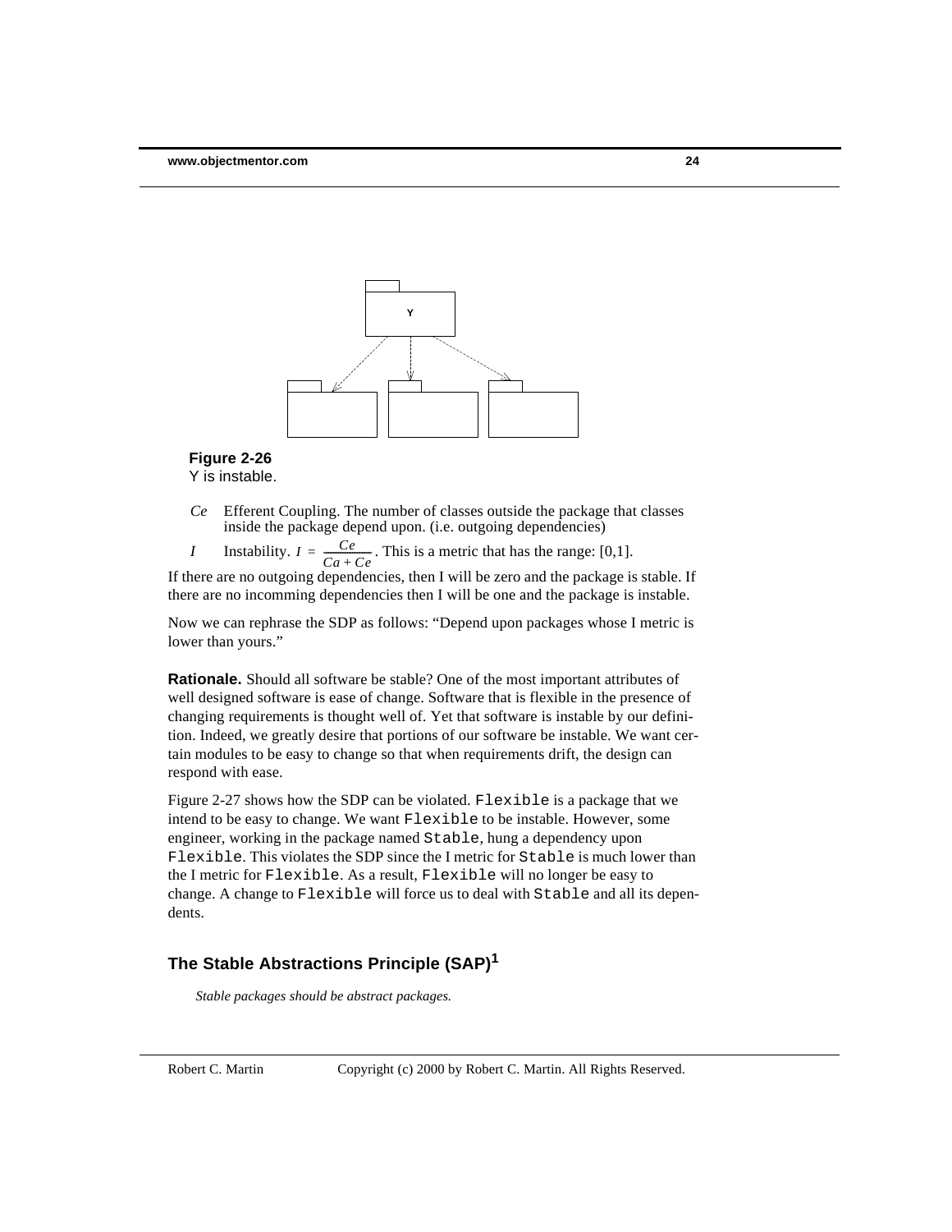**Figure 2-26**
Y is instable.

*Ce* Efferent Coupling. The number of classes outside the package that classes inside the package depend upon. (i.e. outgoing dependencies)

*I* Instability. $I = \frac{Ce}{Ca + Ce}$. This is a metric that has the range: [0,1].

If there are no outgoing dependencies, then I will be zero and the package is stable. If there are no incomming dependencies then I will be one and the package is instable.

Now we can rephrase the SDP as follows: "Depend upon packages whose I metric is lower than yours."

**Rationale.** Should all software be stable? One of the most important attributes of well designed software is ease of change. Software that is flexible in the presence of changing requirements is thought well of. Yet that software is instable by our definition. Indeed, we greatly desire that portions of our software be instable. We want certain modules to be easy to change so that when requirements drift, the design can respond with ease.

Figure 2-27 shows how the SDP can be violated. `Flexible` is a package that we intend to be easy to change. We want `Flexible` to be instable. However, some engineer, working in the package named `Stable`, hung a dependency upon `Flexible`. This violates the SDP since the I metric for `Stable` is much lower than the I metric for `Flexible`. As a result, `Flexible` will no longer be easy to change. A change to `Flexible` will force us to deal with `Stable` and all its dependents.

## The Stable Abstractions Principle (SAP)[1]

*Stable packages should be abstract packages.*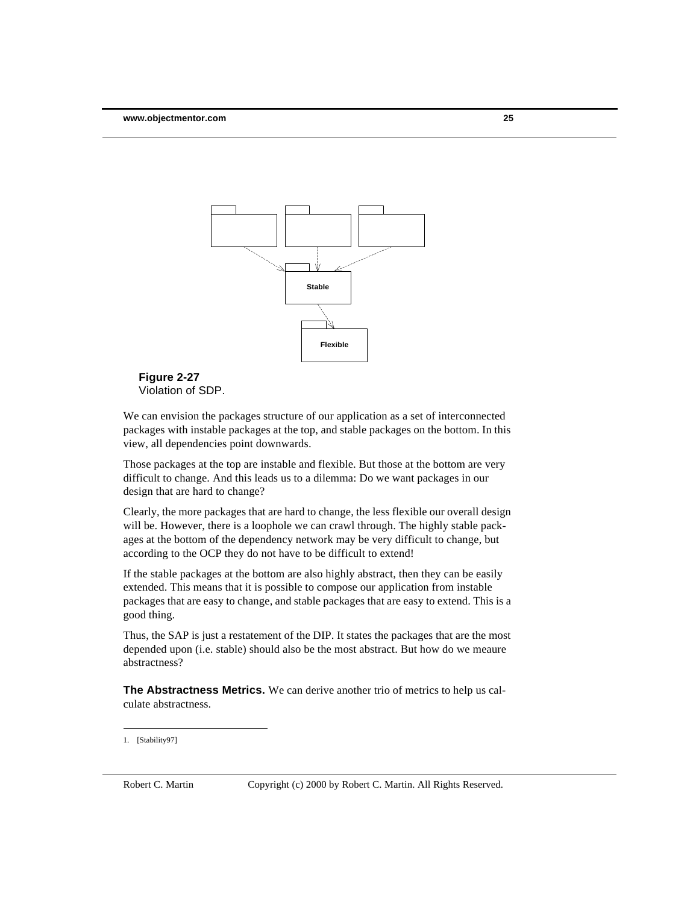**Figure 2-27**
Violation of SDP.

We can envision the packages structure of our application as a set of interconnected packages with instable packages at the top, and stable packages on the bottom. In this view, all dependencies point downwards.

Those packages at the top are instable and flexible. But those at the bottom are very difficult to change. And this leads us to a dilemma: Do we want packages in our design that are hard to change?

Clearly, the more packages that are hard to change, the less flexible our overall design will be. However, there is a loophole we can crawl through. The highly stable packages at the bottom of the dependency network may be very difficult to change, but according to the OCP they do not have to be difficult to extend!

If the stable packages at the bottom are also highly abstract, then they can be easily extended. This means that it is possible to compose our application from instable packages that are easy to change, and stable packages that are easy to extend. This is a good thing.

Thus, the SAP is just a restatement of the DIP. It states the packages that are the most depended upon (i.e. stable) should also be the most abstract. But how do we meaure abstractness?

**The Abstractness Metrics.** We can derive another trio of metrics to help us calculate abstractness.

1. [Stability97]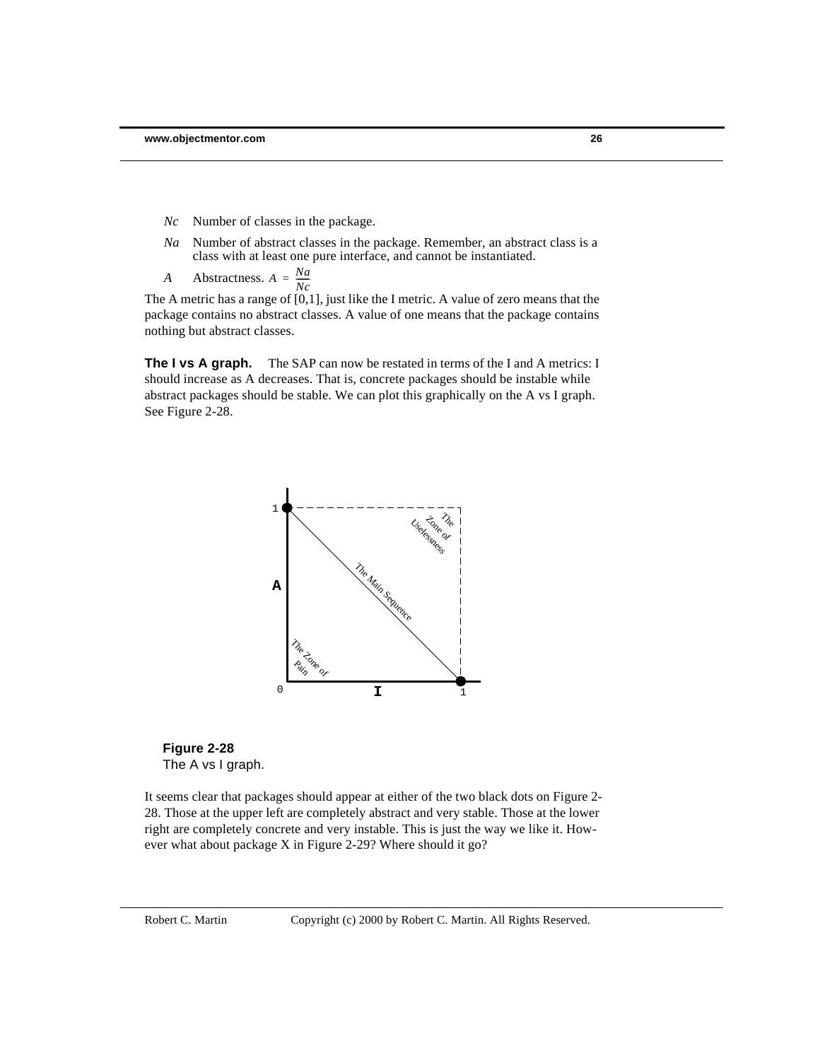*Nc* Number of classes in the package.

*Na* Number of abstract classes in the package. Remember, an abstract class is a class with at least one pure interface, and cannot be instantiated.

*A* Abstractness. $A = \frac{Na}{Nc}$

The A metric has a range of [0,1], just like the I metric. A value of zero means that the package contains no abstract classes. A value of one means that the package contains nothing but abstract classes.

**The I vs A graph.** The SAP can now be restated in terms of the I and A metrics: I should increase as A decreases. That is, concrete packages should be instable while abstract packages should be stable. We can plot this graphically on the A vs I graph. See Figure 2-28.

**Figure 2-28**
The A vs I graph.

It seems clear that packages should appear at either of the two black dots on Figure 2-28. Those at the upper left are completely abstract and very stable. Those at the lower right are completely concrete and very instable. This is just the way we like it. However what about package X in Figure 2-29? Where should it go?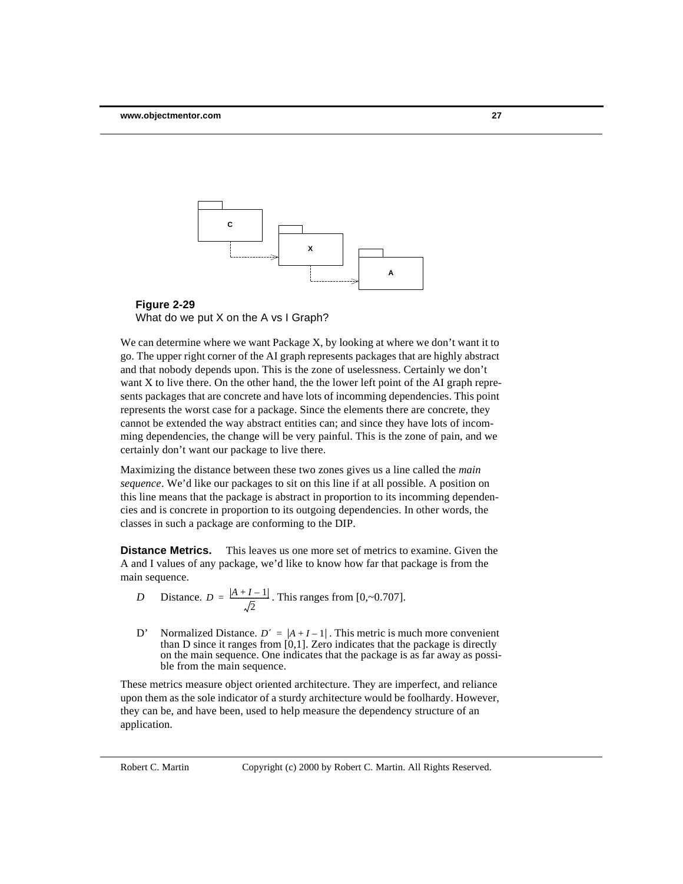**Figure 2-29**
What do we put X on the A vs I Graph?

We can determine where we want Package X, by looking at where we don't want it to go. The upper right corner of the AI graph represents packages that are highly abstract and that nobody depends upon. This is the zone of uselessness. Certainly we don't want X to live there. On the other hand, the the lower left point of the AI graph represents packages that are concrete and have lots of incomming dependencies. This point represents the worst case for a package. Since the elements there are concrete, they cannot be extended the way abstract entities can; and since they have lots of incomming dependencies, the change will be very painful. This is the zone of pain, and we certainly don't want our package to live there.

Maximizing the distance between these two zones gives us a line called the *main sequence*. We'd like our packages to sit on this line if at all possible. A position on this line means that the package is abstract in proportion to its incomming dependencies and is concrete in proportion to its outgoing dependencies. In other words, the classes in such a package are conforming to the DIP.

**Distance Metrics.** This leaves us one more set of metrics to examine. Given the A and I values of any package, we'd like to know how far that package is from the main sequence.

*D* Distance. $D = \frac{|A + I - 1|}{\sqrt{2}}$. This ranges from [0,~0.707].

D' Normalized Distance. $D' = |A + I - 1|$. This metric is much more convenient than D since it ranges from [0,1]. Zero indicates that the package is directly on the main sequence. One indicates that the package is as far away as possible from the main sequence.

These metrics measure object oriented architecture. They are imperfect, and reliance upon them as the sole indicator of a sturdy architecture would be foolhardy. However, they can be, and have been, used to help measure the dependency structure of an application.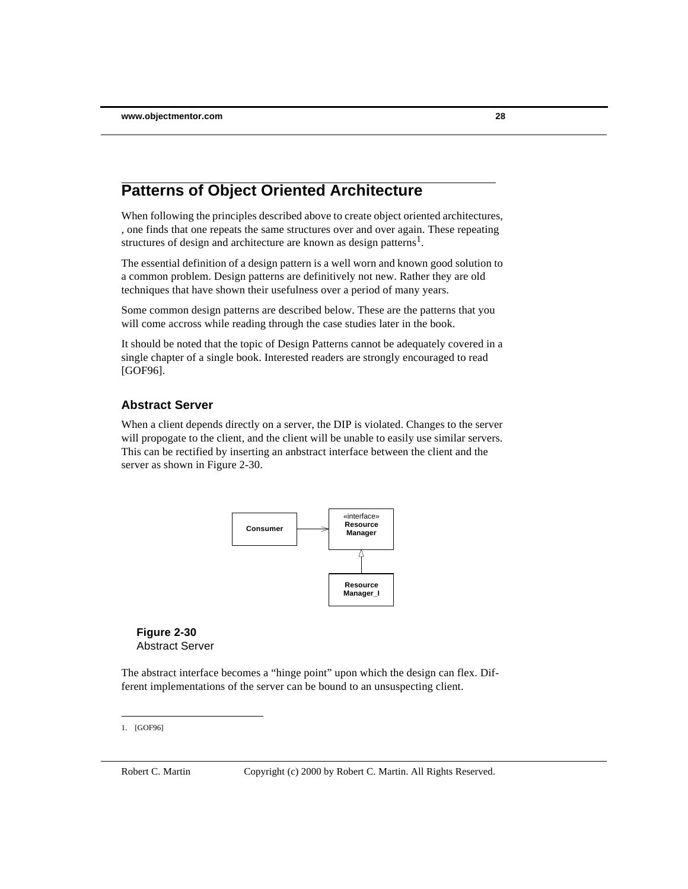## Patterns of Object Oriented Architecture

When following the principles described above to create object oriented architectures, , one finds that one repeats the same structures over and over again. These repeating structures of design and architecture are known as design patterns[1].

The essential definition of a design pattern is a well worn and known good solution to a common problem. Design patterns are definitively not new. Rather they are old techniques that have shown their usefulness over a period of many years.

Some common design patterns are described below. These are the patterns that you will come accross while reading through the case studies later in the book.

It should be noted that the topic of Design Patterns cannot be adequately covered in a single chapter of a single book. Interested readers are strongly encouraged to read [GOF96].

### Abstract Server

When a client depends directly on a server, the DIP is violated. Changes to the server will propogate to the client, and the client will be unable to easily use similar servers. This can be rectified by inserting an anbstract interface between the client and the server as shown in Figure 2-30.

Consumer → «interface» Resource Manager ← Resource Manager_I

**Figure 2-30**
Abstract Server

The abstract interface becomes a "hinge point" upon which the design can flex. Different implementations of the server can be bound to an unsuspecting client.

1. [GOF96]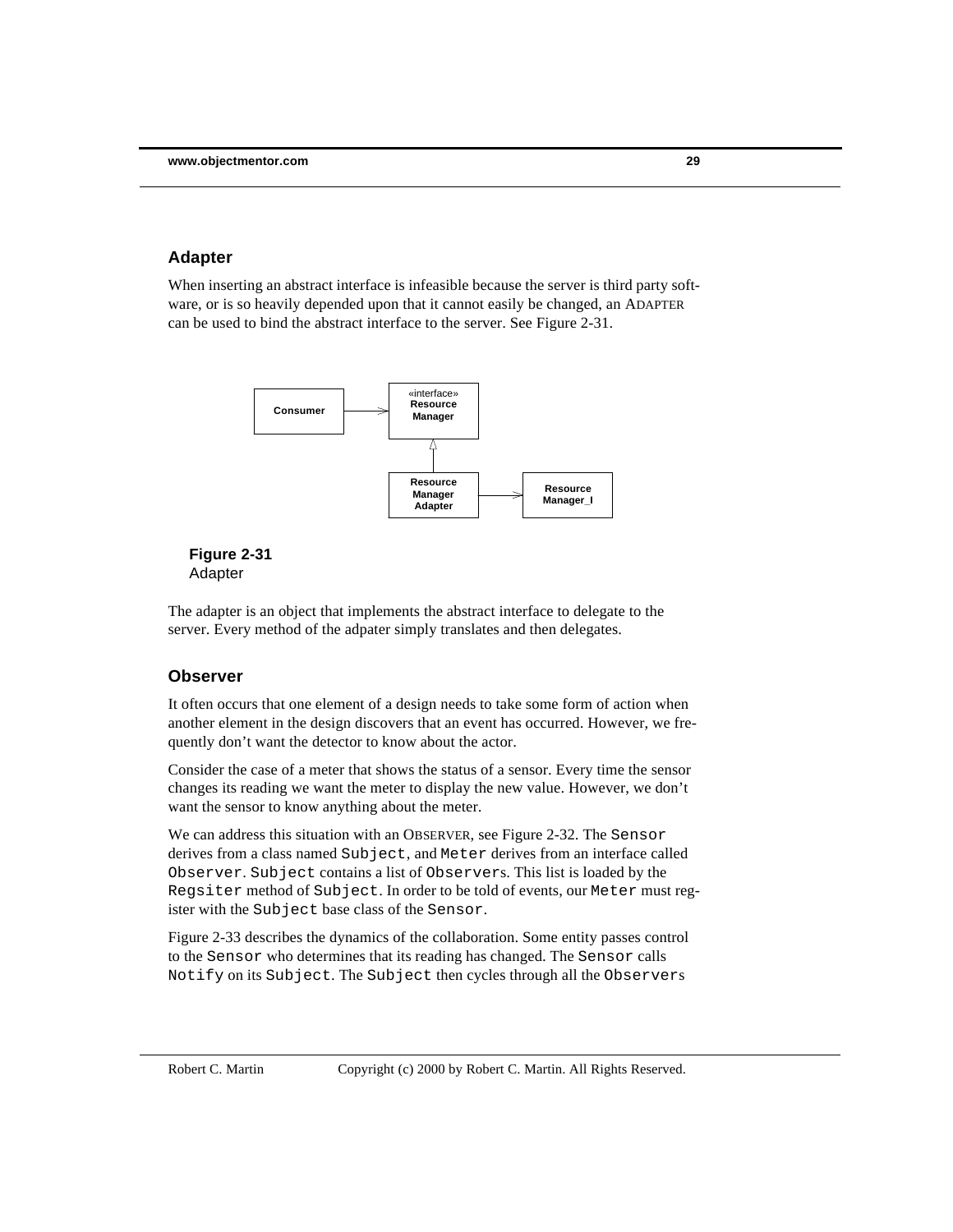## Adapter

When inserting an abstract interface is infeasible because the server is third party software, or is so heavily depended upon that it cannot easily be changed, an ADAPTER can be used to bind the abstract interface to the server. See Figure 2-31.

**Figure 2-31**
Adapter

The adapter is an object that implements the abstract interface to delegate to the server. Every method of the adpater simply translates and then delegates.

## Observer

It often occurs that one element of a design needs to take some form of action when another element in the design discovers that an event has occurred. However, we frequently don't want the detector to know about the actor.

Consider the case of a meter that shows the status of a sensor. Every time the sensor changes its reading we want the meter to display the new value. However, we don't want the sensor to know anything about the meter.

We can address this situation with an OBSERVER, see Figure 2-32. The `Sensor` derives from a class named `Subject`, and `Meter` derives from an interface called `Observer`. `Subject` contains a list of `Observer`s. This list is loaded by the `Regsiter` method of `Subject`. In order to be told of events, our `Meter` must register with the `Subject` base class of the `Sensor`.

Figure 2-33 describes the dynamics of the collaboration. Some entity passes control to the `Sensor` who determines that its reading has changed. The `Sensor` calls `Notify` on its `Subject`. The `Subject` then cycles through all the `Observer`s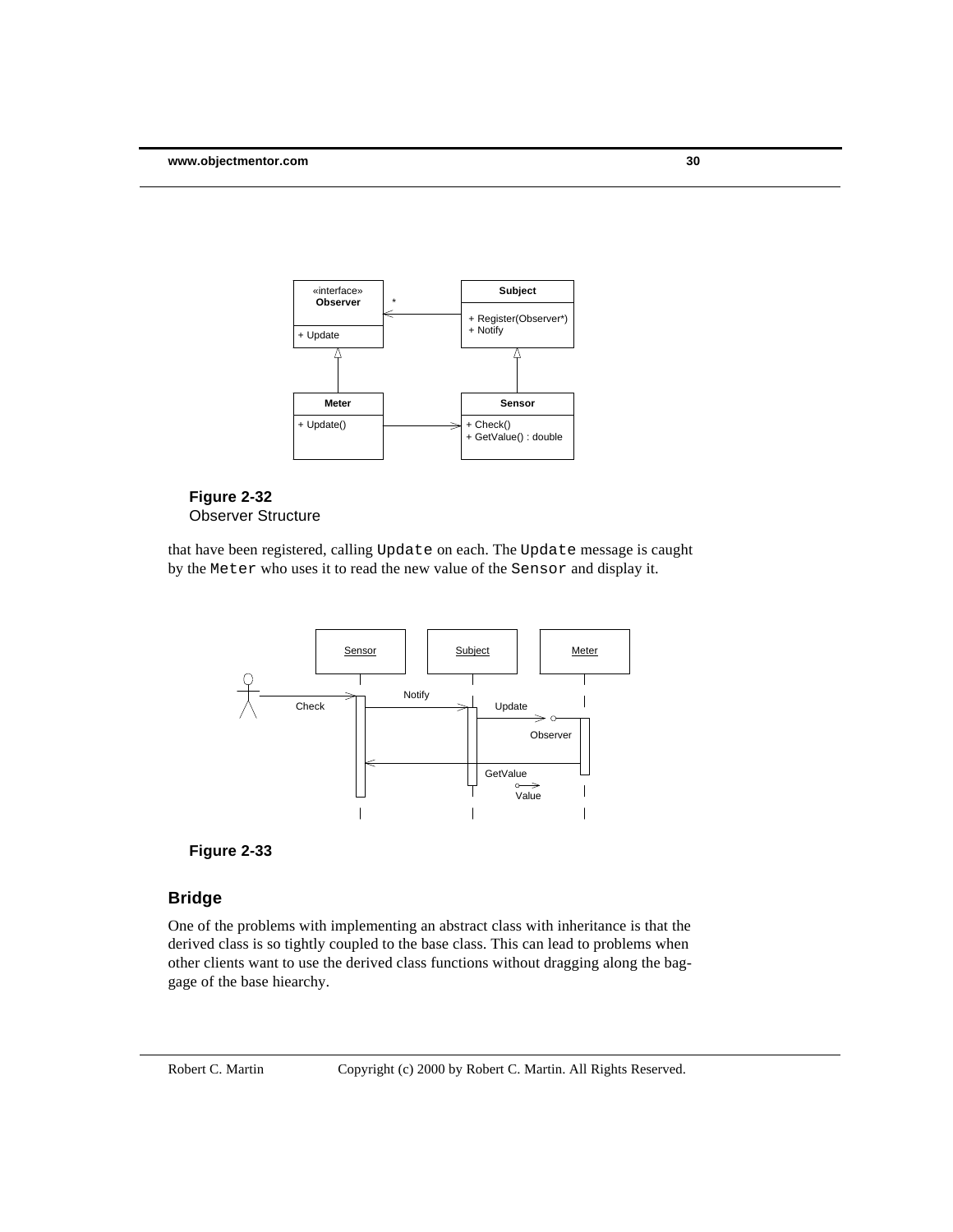**Figure 2-32**
Observer Structure

that have been registered, calling `Update` on each. The `Update` message is caught by the `Meter` who uses it to read the new value of the `Sensor` and display it.

**Figure 2-33**

## Bridge

One of the problems with implementing an abstract class with inheritance is that the derived class is so tightly coupled to the base class. This can lead to problems when other clients want to use the derived class functions without dragging along the baggage of the base hiearchy.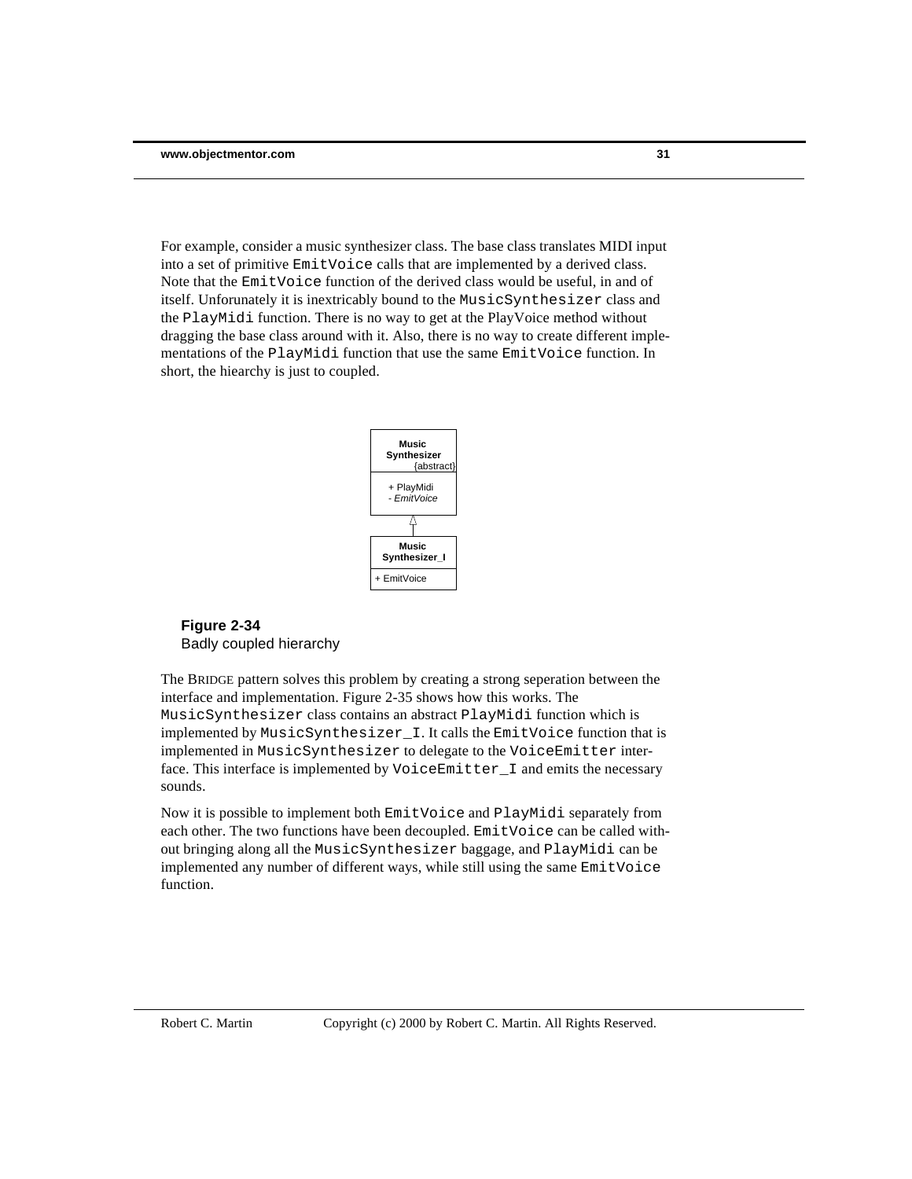For example, consider a music synthesizer class. The base class translates MIDI input into a set of primitive `EmitVoice` calls that are implemented by a derived class. Note that the `EmitVoice` function of the derived class would be useful, in and of itself. Unforunately it is inextricably bound to the `MusicSynthesizer` class and the `PlayMidi` function. There is no way to get at the PlayVoice method without dragging the base class around with it. Also, there is no way to create different implementations of the `PlayMidi` function that use the same `EmitVoice` function. In short, the hiearchy is just to coupled.

Music Synthesizer {abstract}
+ PlayMidi
- *EmitVoice*

Music Synthesizer_I
+ EmitVoice

**Figure 2-34**
Badly coupled hierarchy

The BRIDGE pattern solves this problem by creating a strong seperation between the interface and implementation. Figure 2-35 shows how this works. The `MusicSynthesizer` class contains an abstract `PlayMidi` function which is implemented by `MusicSynthesizer_I`. It calls the `EmitVoice` function that is implemented in `MusicSynthesizer` to delegate to the `VoiceEmitter` interface. This interface is implemented by `VoiceEmitter_I` and emits the necessary sounds.

Now it is possible to implement both `EmitVoice` and `PlayMidi` separately from each other. The two functions have been decoupled. `EmitVoice` can be called without bringing along all the `MusicSynthesizer` baggage, and `PlayMidi` can be implemented any number of different ways, while still using the same `EmitVoice` function.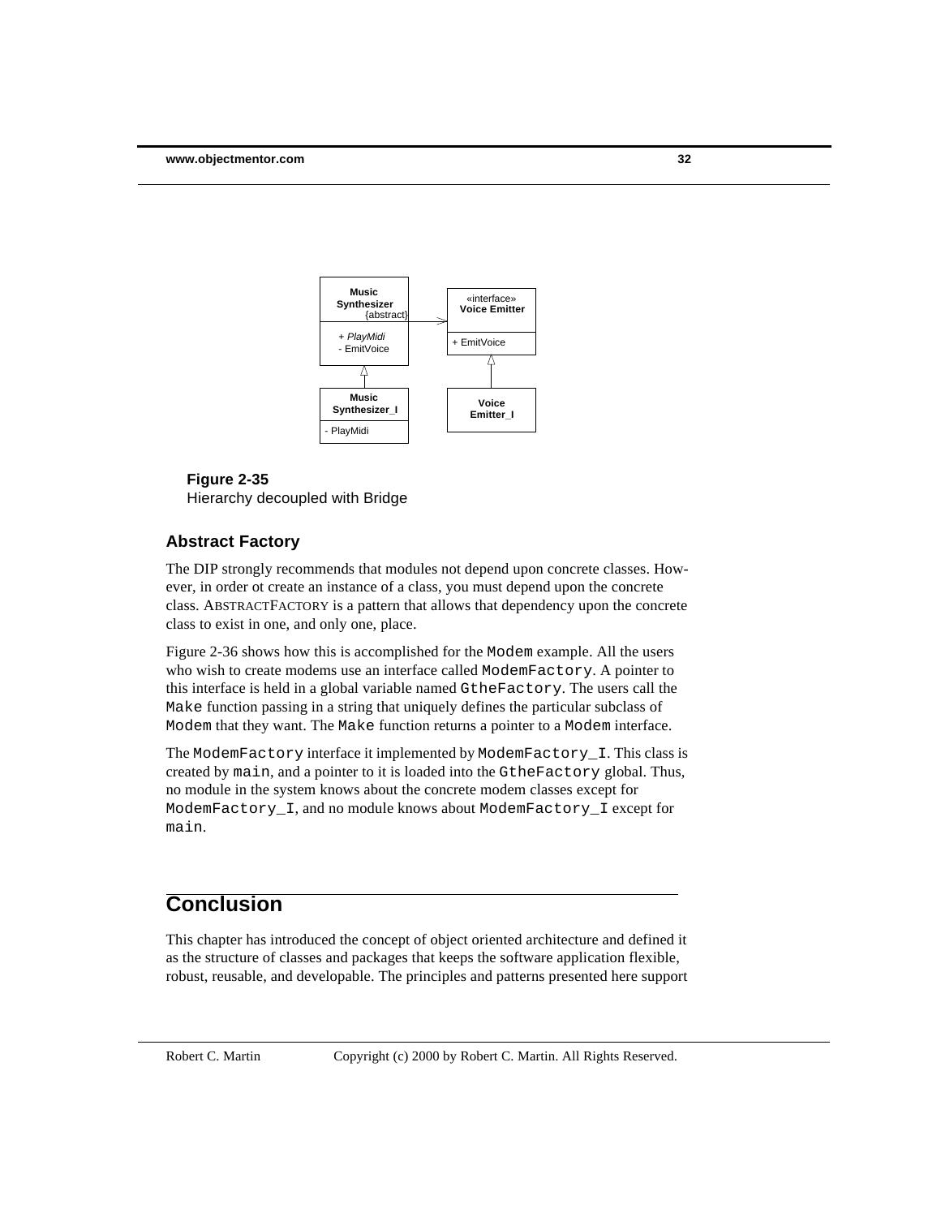**Figure 2-35**
Hierarchy decoupled with Bridge

### Abstract Factory

The DIP strongly recommends that modules not depend upon concrete classes. However, in order ot create an instance of a class, you must depend upon the concrete class. ABSTRACTFACTORY is a pattern that allows that dependency upon the concrete class to exist in one, and only one, place.

Figure 2-36 shows how this is accomplished for the `Modem` example. All the users who wish to create modems use an interface called `ModemFactory`. A pointer to this interface is held in a global variable named `GtheFactory`. The users call the `Make` function passing in a string that uniquely defines the particular subclass of `Modem` that they want. The `Make` function returns a pointer to a `Modem` interface.

The `ModemFactory` interface it implemented by `ModemFactory_I`. This class is created by `main`, and a pointer to it is loaded into the `GtheFactory` global. Thus, no module in the system knows about the concrete modem classes except for `ModemFactory_I`, and no module knows about `ModemFactory_I` except for `main`.

## Conclusion

This chapter has introduced the concept of object oriented architecture and defined it as the structure of classes and packages that keeps the software application flexible, robust, reusable, and developable. The principles and patterns presented here support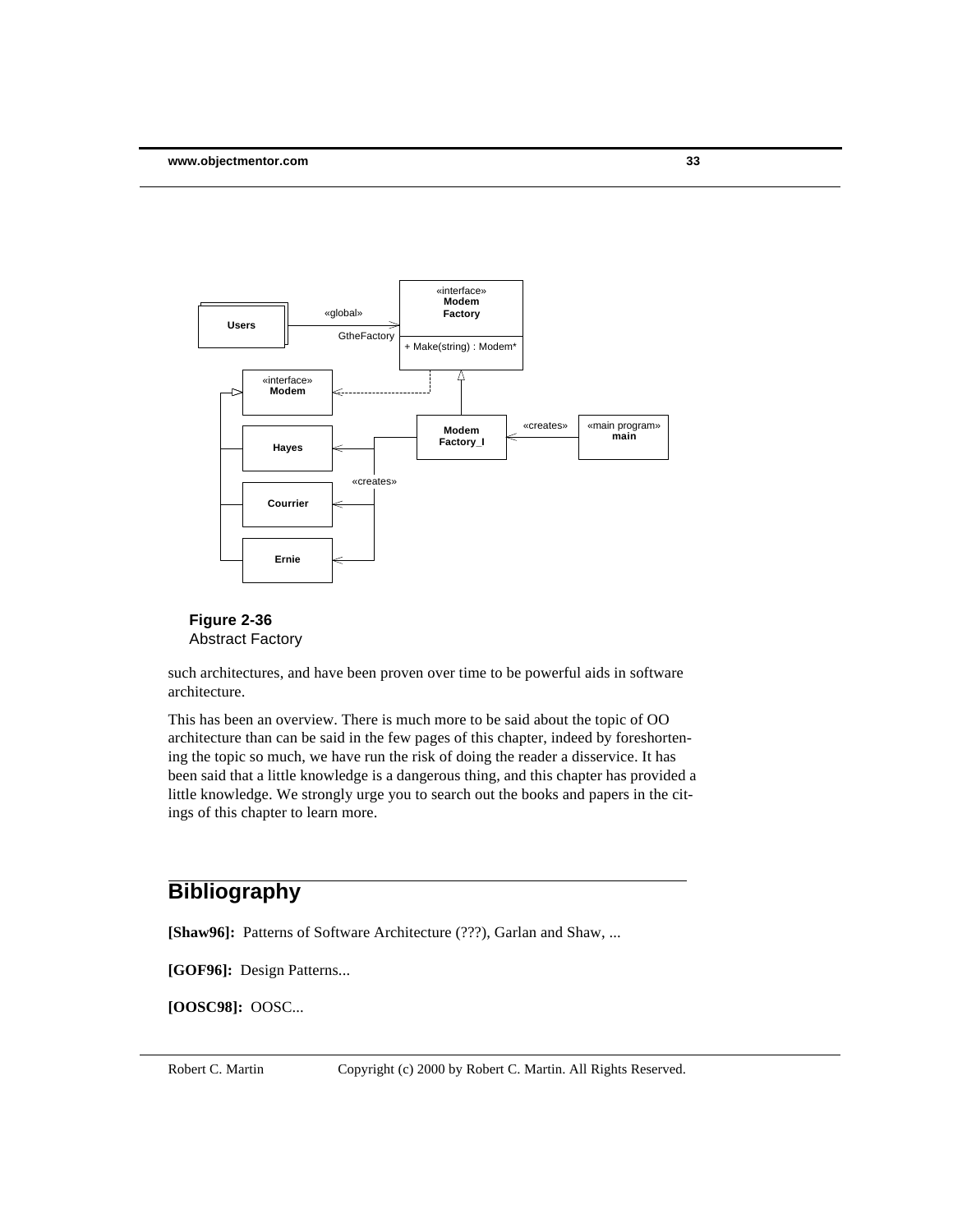**Figure 2-36**
Abstract Factory

such architectures, and have been proven over time to be powerful aids in software architecture.

This has been an overview. There is much more to be said about the topic of OO architecture than can be said in the few pages of this chapter, indeed by foreshortening the topic so much, we have run the risk of doing the reader a disservice. It has been said that a little knowledge is a dangerous thing, and this chapter has provided a little knowledge. We strongly urge you to search out the books and papers in the citings of this chapter to learn more.

## Bibliography

**[Shaw96]:** Patterns of Software Architecture (???), Garlan and Shaw, ...

**[GOF96]:** Design Patterns...

**[OOSC98]:** OOSC...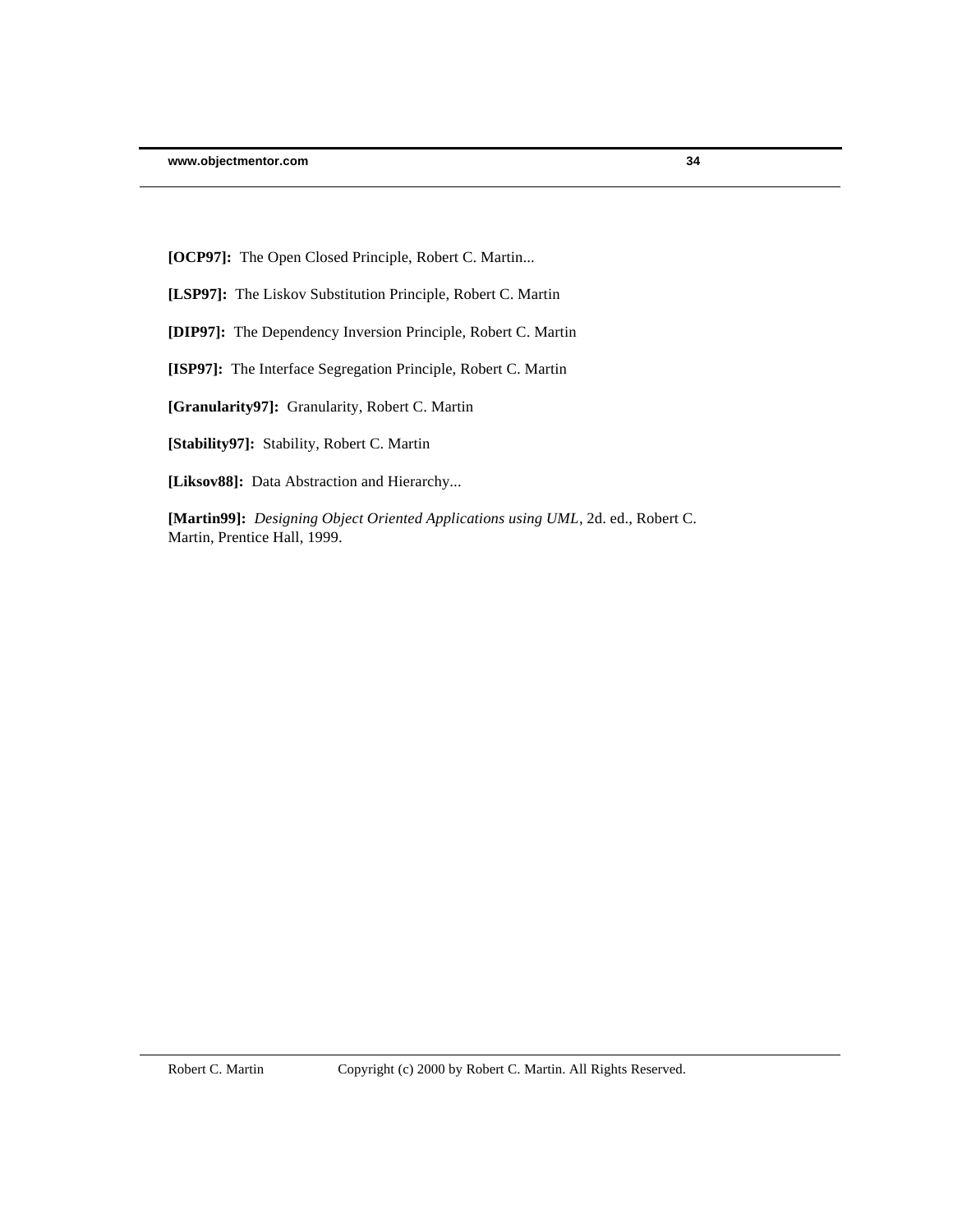**[OCP97]:** The Open Closed Principle, Robert C. Martin...

**[LSP97]:** The Liskov Substitution Principle, Robert C. Martin

**[DIP97]:** The Dependency Inversion Principle, Robert C. Martin

**[ISP97]:** The Interface Segregation Principle, Robert C. Martin

**[Granularity97]:** Granularity, Robert C. Martin

**[Stability97]:** Stability, Robert C. Martin

**[Liksov88]:** Data Abstraction and Hierarchy...

**[Martin99]:** *Designing Object Oriented Applications using UML*, 2d. ed., Robert C. Martin, Prentice Hall, 1999.